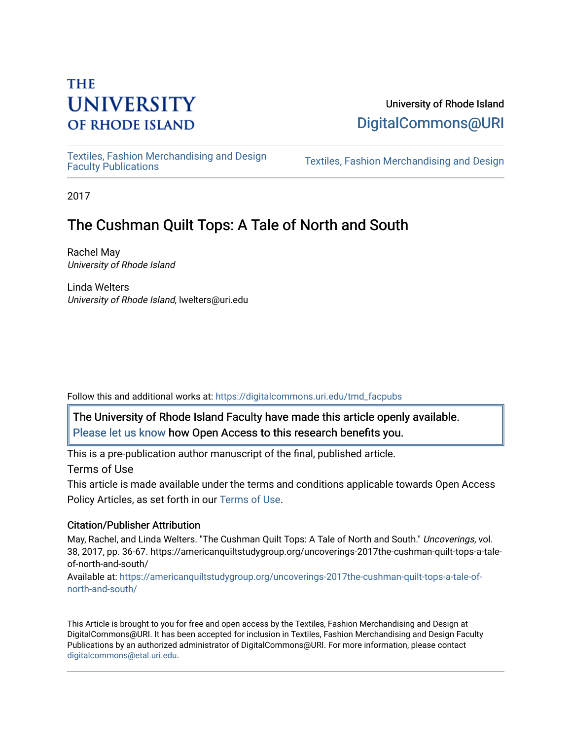THE UNIVERSITY OF RHODE ISLAND

University of Rhode Island
DigitalCommons@URI

Textiles, Fashion Merchandising and Design Faculty Publications | Textiles, Fashion Merchandising and Design

2017

# The Cushman Quilt Tops: A Tale of North and South

Rachel May
*University of Rhode Island*

Linda Welters
*University of Rhode Island*, lwelters@uri.edu

Follow this and additional works at: https://digitalcommons.uri.edu/tmd_facpubs

The University of Rhode Island Faculty have made this article openly available.
Please let us know how Open Access to this research benefits you.

This is a pre-publication author manuscript of the final, published article.

Terms of Use

This article is made available under the terms and conditions applicable towards Open Access Policy Articles, as set forth in our Terms of Use.

### Citation/Publisher Attribution

May, Rachel, and Linda Welters. "The Cushman Quilt Tops: A Tale of North and South." *Uncoverings,* vol. 38, 2017, pp. 36-67. https://americanquiltstudygroup.org/uncoverings-2017the-cushman-quilt-tops-a-tale-of-north-and-south/

Available at: https://americanquiltstudygroup.org/uncoverings-2017the-cushman-quilt-tops-a-tale-of-north-and-south/

This Article is brought to you for free and open access by the Textiles, Fashion Merchandising and Design at DigitalCommons@URI. It has been accepted for inclusion in Textiles, Fashion Merchandising and Design Faculty Publications by an authorized administrator of DigitalCommons@URI. For more information, please contact digitalcommons@etal.uri.edu.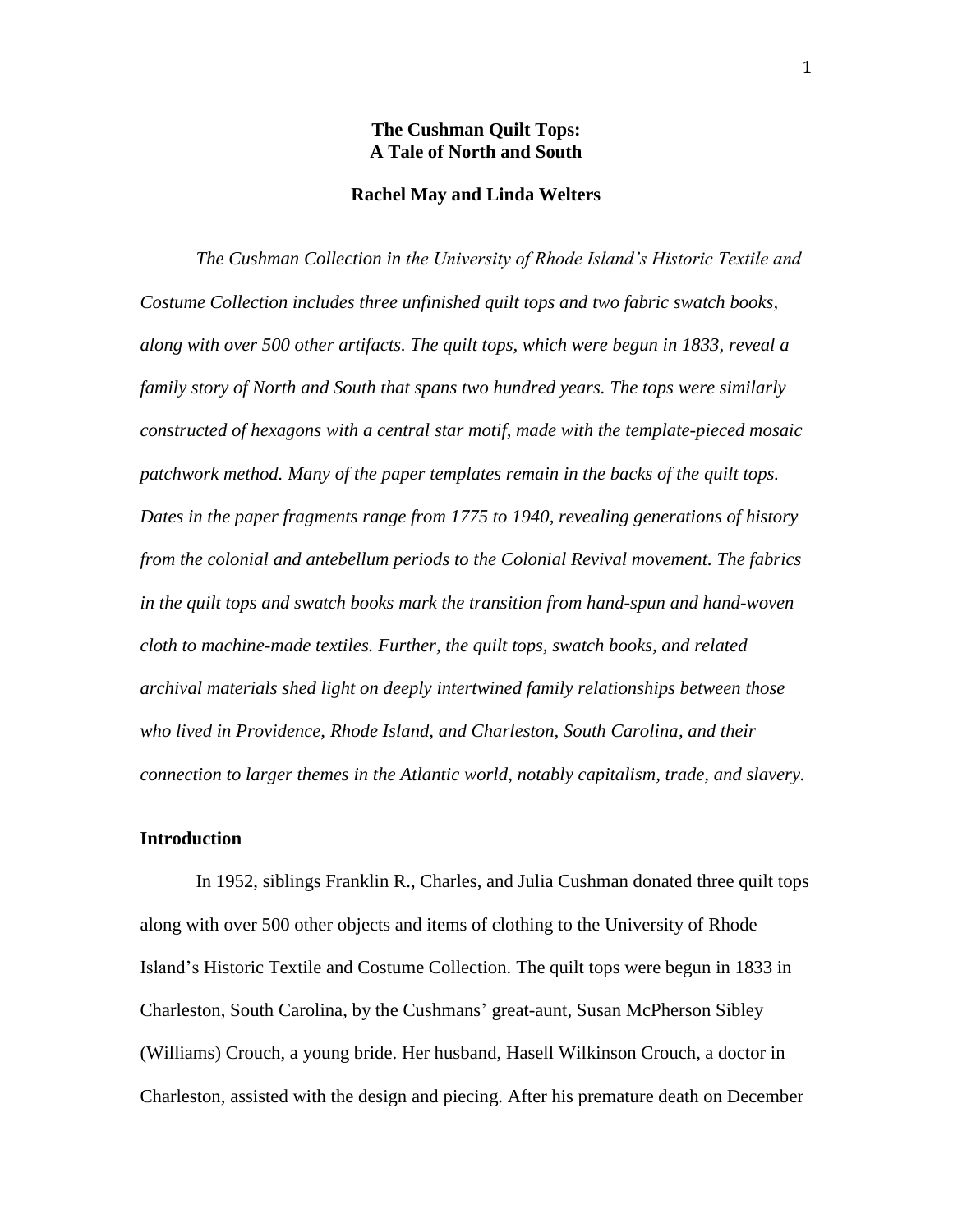**The Cushman Quilt Tops:**
**A Tale of North and South**

**Rachel May and Linda Welters**

*The Cushman Collection in the University of Rhode Island's Historic Textile and Costume Collection includes three unfinished quilt tops and two fabric swatch books, along with over 500 other artifacts. The quilt tops, which were begun in 1833, reveal a family story of North and South that spans two hundred years. The tops were similarly constructed of hexagons with a central star motif, made with the template-pieced mosaic patchwork method. Many of the paper templates remain in the backs of the quilt tops. Dates in the paper fragments range from 1775 to 1940, revealing generations of history from the colonial and antebellum periods to the Colonial Revival movement. The fabrics in the quilt tops and swatch books mark the transition from hand-spun and hand-woven cloth to machine-made textiles. Further, the quilt tops, swatch books, and related archival materials shed light on deeply intertwined family relationships between those who lived in Providence, Rhode Island, and Charleston, South Carolina, and their connection to larger themes in the Atlantic world, notably capitalism, trade, and slavery.*

## Introduction

In 1952, siblings Franklin R., Charles, and Julia Cushman donated three quilt tops along with over 500 other objects and items of clothing to the University of Rhode Island's Historic Textile and Costume Collection. The quilt tops were begun in 1833 in Charleston, South Carolina, by the Cushmans' great-aunt, Susan McPherson Sibley (Williams) Crouch, a young bride. Her husband, Hasell Wilkinson Crouch, a doctor in Charleston, assisted with the design and piecing. After his premature death on December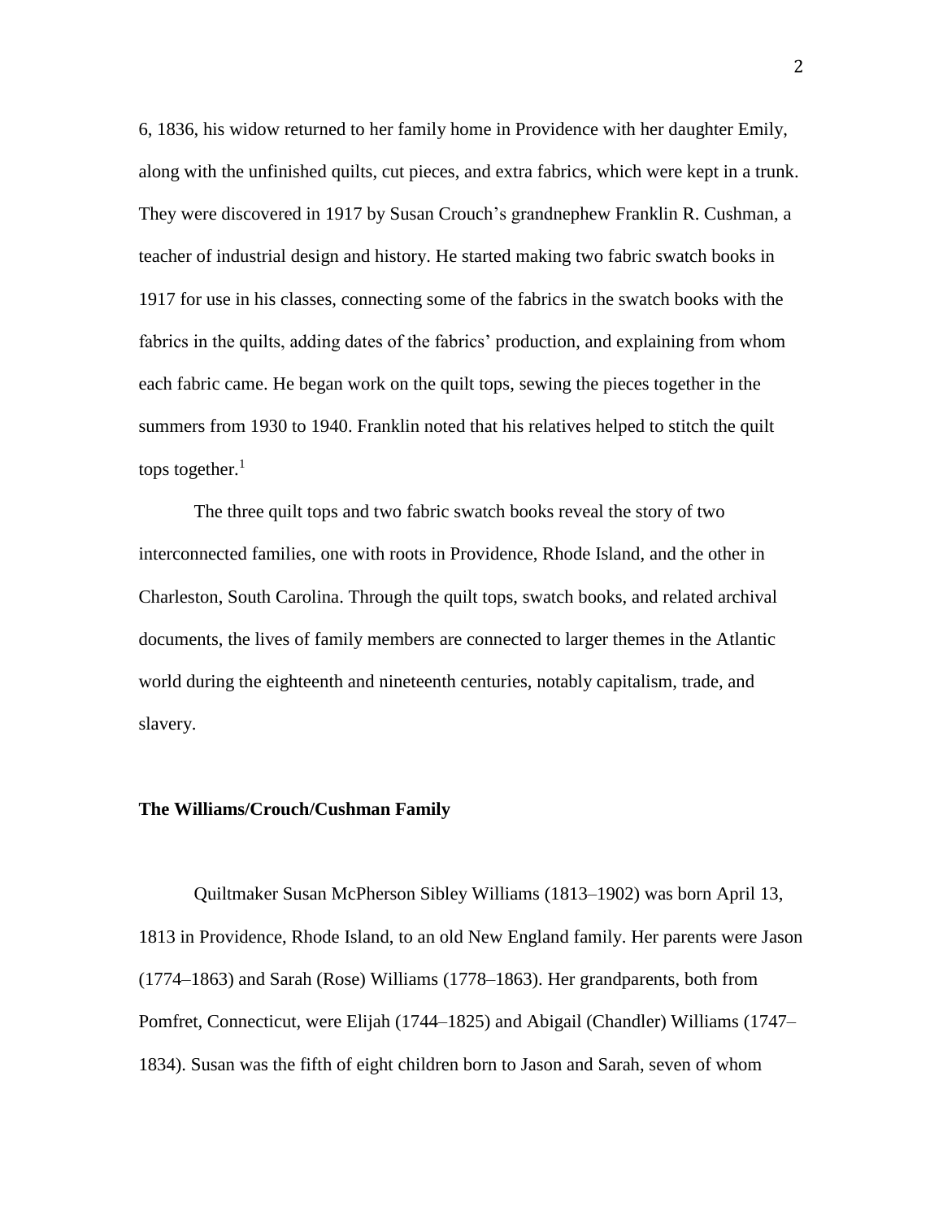6, 1836, his widow returned to her family home in Providence with her daughter Emily, along with the unfinished quilts, cut pieces, and extra fabrics, which were kept in a trunk. They were discovered in 1917 by Susan Crouch's grandnephew Franklin R. Cushman, a teacher of industrial design and history. He started making two fabric swatch books in 1917 for use in his classes, connecting some of the fabrics in the swatch books with the fabrics in the quilts, adding dates of the fabrics' production, and explaining from whom each fabric came. He began work on the quilt tops, sewing the pieces together in the summers from 1930 to 1940. Franklin noted that his relatives helped to stitch the quilt tops together.[1]

The three quilt tops and two fabric swatch books reveal the story of two interconnected families, one with roots in Providence, Rhode Island, and the other in Charleston, South Carolina. Through the quilt tops, swatch books, and related archival documents, the lives of family members are connected to larger themes in the Atlantic world during the eighteenth and nineteenth centuries, notably capitalism, trade, and slavery.

**The Williams/Crouch/Cushman Family**

Quiltmaker Susan McPherson Sibley Williams (1813–1902) was born April 13, 1813 in Providence, Rhode Island, to an old New England family. Her parents were Jason (1774–1863) and Sarah (Rose) Williams (1778–1863). Her grandparents, both from Pomfret, Connecticut, were Elijah (1744–1825) and Abigail (Chandler) Williams (1747–1834). Susan was the fifth of eight children born to Jason and Sarah, seven of whom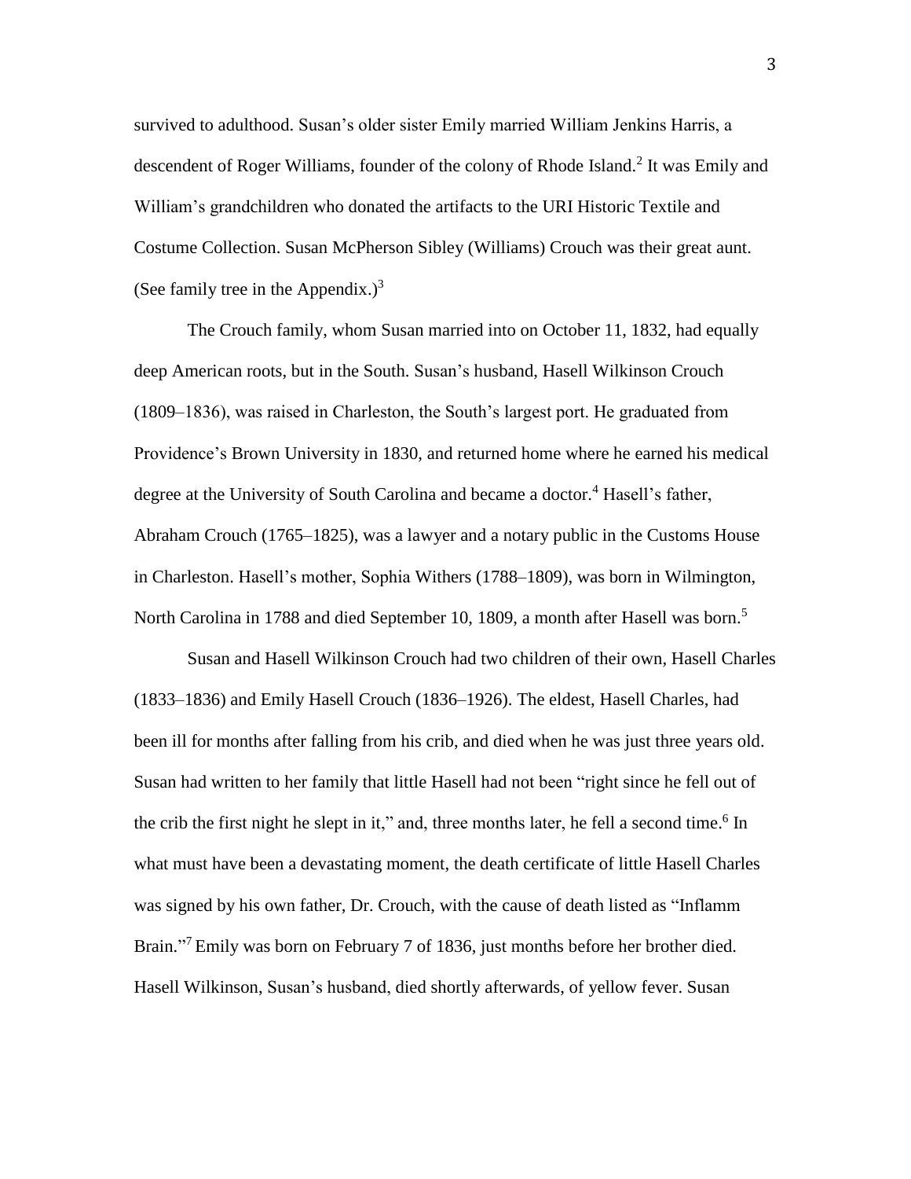survived to adulthood. Susan's older sister Emily married William Jenkins Harris, a descendent of Roger Williams, founder of the colony of Rhode Island.[2] It was Emily and William's grandchildren who donated the artifacts to the URI Historic Textile and Costume Collection. Susan McPherson Sibley (Williams) Crouch was their great aunt. (See family tree in the Appendix.)[3]

The Crouch family, whom Susan married into on October 11, 1832, had equally deep American roots, but in the South. Susan's husband, Hasell Wilkinson Crouch (1809–1836), was raised in Charleston, the South's largest port. He graduated from Providence's Brown University in 1830, and returned home where he earned his medical degree at the University of South Carolina and became a doctor.[4] Hasell's father, Abraham Crouch (1765–1825), was a lawyer and a notary public in the Customs House in Charleston. Hasell's mother, Sophia Withers (1788–1809), was born in Wilmington, North Carolina in 1788 and died September 10, 1809, a month after Hasell was born.[5]

Susan and Hasell Wilkinson Crouch had two children of their own, Hasell Charles (1833–1836) and Emily Hasell Crouch (1836–1926). The eldest, Hasell Charles, had been ill for months after falling from his crib, and died when he was just three years old. Susan had written to her family that little Hasell had not been "right since he fell out of the crib the first night he slept in it," and, three months later, he fell a second time.[6] In what must have been a devastating moment, the death certificate of little Hasell Charles was signed by his own father, Dr. Crouch, with the cause of death listed as "Inflamm Brain."[7] Emily was born on February 7 of 1836, just months before her brother died. Hasell Wilkinson, Susan's husband, died shortly afterwards, of yellow fever. Susan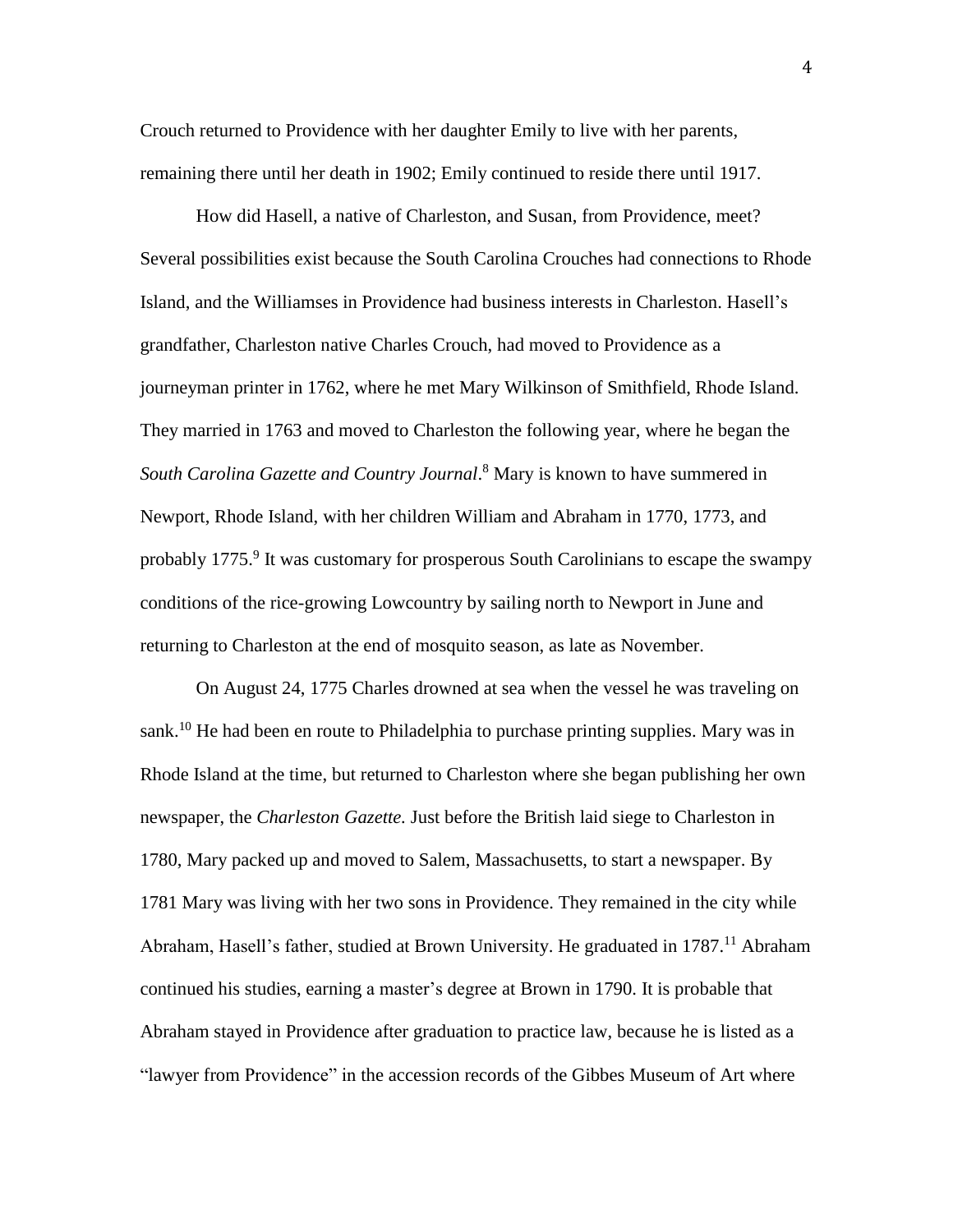Crouch returned to Providence with her daughter Emily to live with her parents, remaining there until her death in 1902; Emily continued to reside there until 1917.

How did Hasell, a native of Charleston, and Susan, from Providence, meet? Several possibilities exist because the South Carolina Crouches had connections to Rhode Island, and the Williamses in Providence had business interests in Charleston. Hasell's grandfather, Charleston native Charles Crouch, had moved to Providence as a journeyman printer in 1762, where he met Mary Wilkinson of Smithfield, Rhode Island. They married in 1763 and moved to Charleston the following year, where he began the *South Carolina Gazette and Country Journal*.[8] Mary is known to have summered in Newport, Rhode Island, with her children William and Abraham in 1770, 1773, and probably 1775.[9] It was customary for prosperous South Carolinians to escape the swampy conditions of the rice-growing Lowcountry by sailing north to Newport in June and returning to Charleston at the end of mosquito season, as late as November.

On August 24, 1775 Charles drowned at sea when the vessel he was traveling on sank.[10] He had been en route to Philadelphia to purchase printing supplies. Mary was in Rhode Island at the time, but returned to Charleston where she began publishing her own newspaper, the *Charleston Gazette.* Just before the British laid siege to Charleston in 1780, Mary packed up and moved to Salem, Massachusetts, to start a newspaper. By 1781 Mary was living with her two sons in Providence. They remained in the city while Abraham, Hasell's father, studied at Brown University. He graduated in 1787.[11] Abraham continued his studies, earning a master's degree at Brown in 1790. It is probable that Abraham stayed in Providence after graduation to practice law, because he is listed as a "lawyer from Providence" in the accession records of the Gibbes Museum of Art where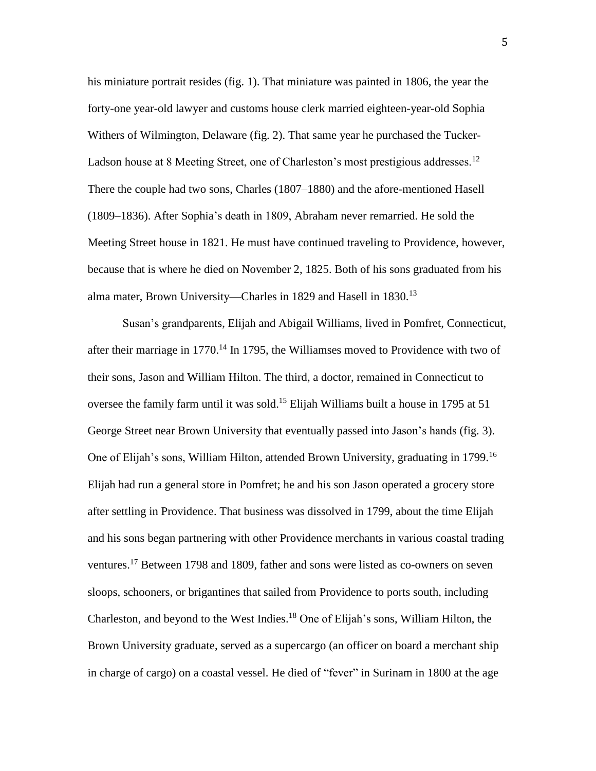his miniature portrait resides (fig. 1). That miniature was painted in 1806, the year the forty-one year-old lawyer and customs house clerk married eighteen-year-old Sophia Withers of Wilmington, Delaware (fig. 2). That same year he purchased the Tucker-Ladson house at 8 Meeting Street, one of Charleston's most prestigious addresses.[12] There the couple had two sons, Charles (1807–1880) and the afore-mentioned Hasell (1809–1836). After Sophia's death in 1809, Abraham never remarried. He sold the Meeting Street house in 1821. He must have continued traveling to Providence, however, because that is where he died on November 2, 1825. Both of his sons graduated from his alma mater, Brown University—Charles in 1829 and Hasell in 1830.[13]

Susan's grandparents, Elijah and Abigail Williams, lived in Pomfret, Connecticut, after their marriage in 1770.[14] In 1795, the Williamses moved to Providence with two of their sons, Jason and William Hilton. The third, a doctor, remained in Connecticut to oversee the family farm until it was sold.[15] Elijah Williams built a house in 1795 at 51 George Street near Brown University that eventually passed into Jason's hands (fig. 3). One of Elijah's sons, William Hilton, attended Brown University, graduating in 1799.[16] Elijah had run a general store in Pomfret; he and his son Jason operated a grocery store after settling in Providence. That business was dissolved in 1799, about the time Elijah and his sons began partnering with other Providence merchants in various coastal trading ventures.[17] Between 1798 and 1809, father and sons were listed as co-owners on seven sloops, schooners, or brigantines that sailed from Providence to ports south, including Charleston, and beyond to the West Indies.[18] One of Elijah's sons, William Hilton, the Brown University graduate, served as a supercargo (an officer on board a merchant ship in charge of cargo) on a coastal vessel. He died of "fever" in Surinam in 1800 at the age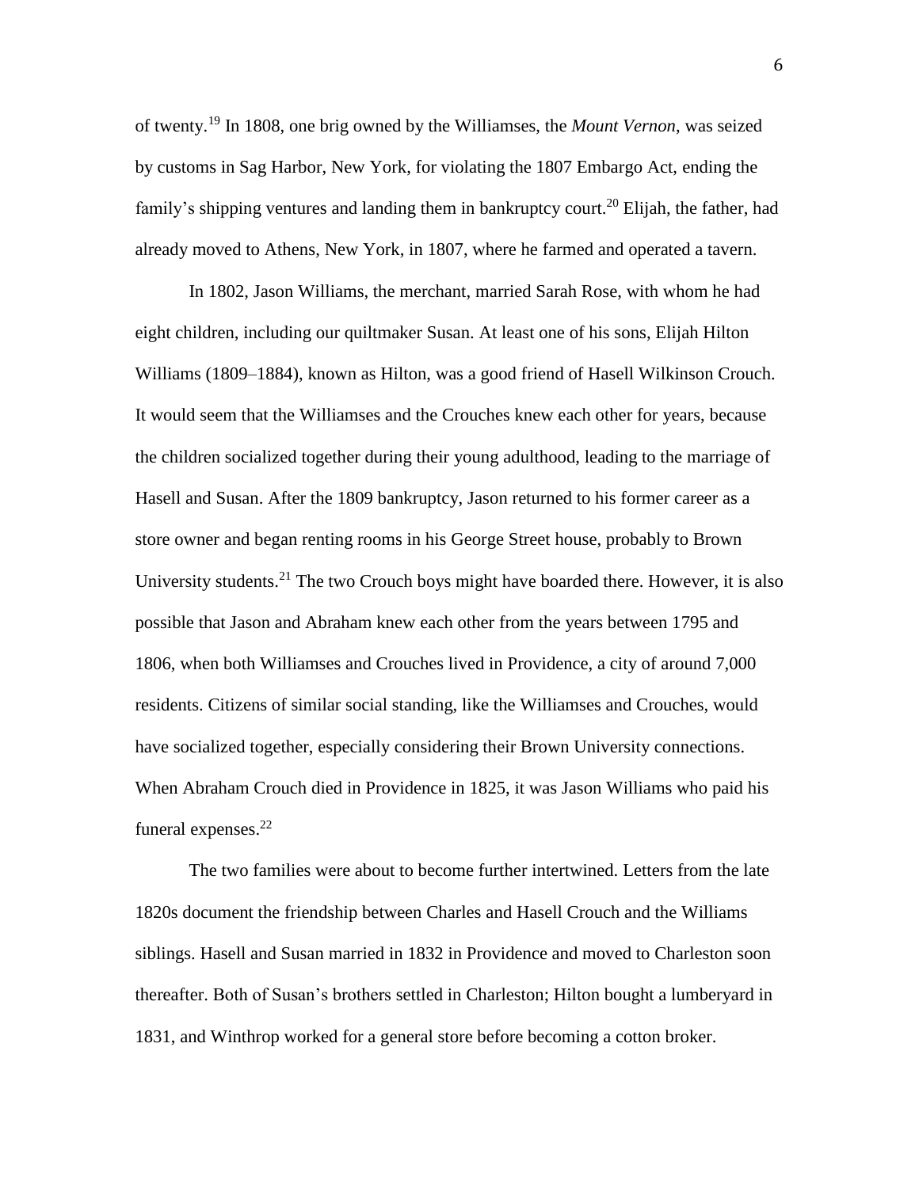of twenty.[19] In 1808, one brig owned by the Williamses, the *Mount Vernon*, was seized by customs in Sag Harbor, New York, for violating the 1807 Embargo Act, ending the family's shipping ventures and landing them in bankruptcy court.[20] Elijah, the father, had already moved to Athens, New York, in 1807, where he farmed and operated a tavern.

In 1802, Jason Williams, the merchant, married Sarah Rose, with whom he had eight children, including our quiltmaker Susan. At least one of his sons, Elijah Hilton Williams (1809–1884), known as Hilton, was a good friend of Hasell Wilkinson Crouch. It would seem that the Williamses and the Crouches knew each other for years, because the children socialized together during their young adulthood, leading to the marriage of Hasell and Susan. After the 1809 bankruptcy, Jason returned to his former career as a store owner and began renting rooms in his George Street house, probably to Brown University students.[21] The two Crouch boys might have boarded there. However, it is also possible that Jason and Abraham knew each other from the years between 1795 and 1806, when both Williamses and Crouches lived in Providence, a city of around 7,000 residents. Citizens of similar social standing, like the Williamses and Crouches, would have socialized together, especially considering their Brown University connections. When Abraham Crouch died in Providence in 1825, it was Jason Williams who paid his funeral expenses.[22]

The two families were about to become further intertwined. Letters from the late 1820s document the friendship between Charles and Hasell Crouch and the Williams siblings. Hasell and Susan married in 1832 in Providence and moved to Charleston soon thereafter. Both of Susan's brothers settled in Charleston; Hilton bought a lumberyard in 1831, and Winthrop worked for a general store before becoming a cotton broker.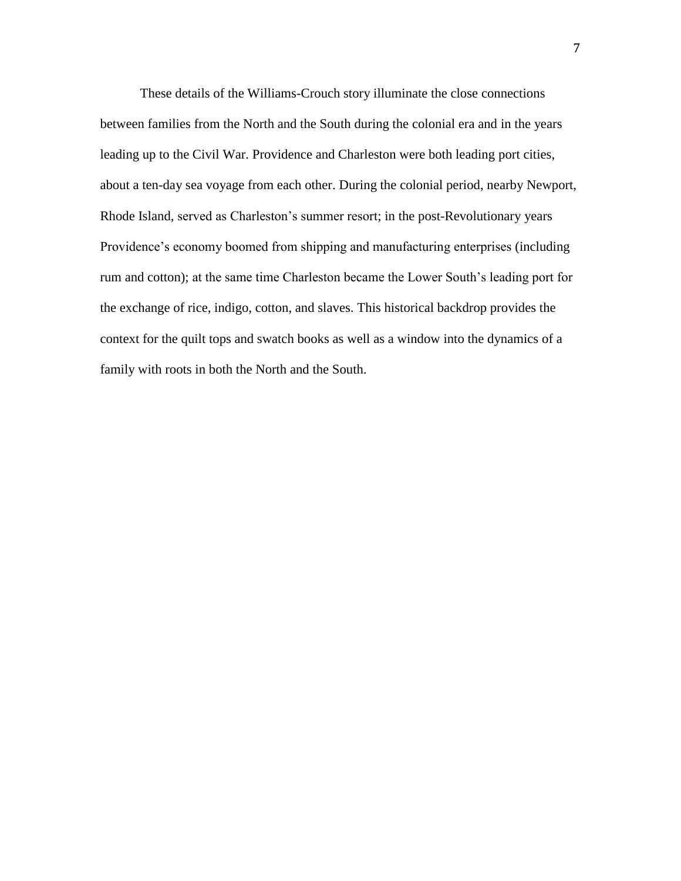These details of the Williams-Crouch story illuminate the close connections between families from the North and the South during the colonial era and in the years leading up to the Civil War. Providence and Charleston were both leading port cities, about a ten-day sea voyage from each other. During the colonial period, nearby Newport, Rhode Island, served as Charleston's summer resort; in the post-Revolutionary years Providence's economy boomed from shipping and manufacturing enterprises (including rum and cotton); at the same time Charleston became the Lower South's leading port for the exchange of rice, indigo, cotton, and slaves. This historical backdrop provides the context for the quilt tops and swatch books as well as a window into the dynamics of a family with roots in both the North and the South.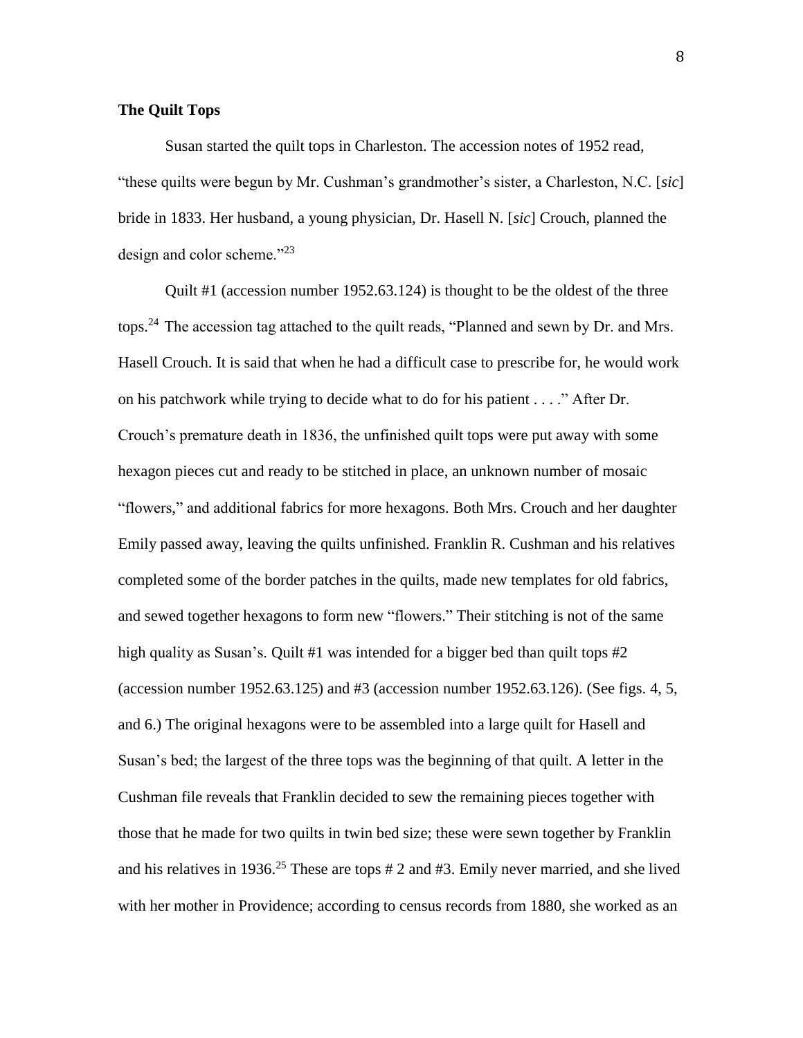**The Quilt Tops**

Susan started the quilt tops in Charleston. The accession notes of 1952 read, "these quilts were begun by Mr. Cushman's grandmother's sister, a Charleston, N.C. [*sic*] bride in 1833. Her husband, a young physician, Dr. Hasell N. [*sic*] Crouch, planned the design and color scheme."[23]

Quilt #1 (accession number 1952.63.124) is thought to be the oldest of the three tops.[24] The accession tag attached to the quilt reads, "Planned and sewn by Dr. and Mrs. Hasell Crouch. It is said that when he had a difficult case to prescribe for, he would work on his patchwork while trying to decide what to do for his patient . . . ." After Dr. Crouch's premature death in 1836, the unfinished quilt tops were put away with some hexagon pieces cut and ready to be stitched in place, an unknown number of mosaic "flowers," and additional fabrics for more hexagons. Both Mrs. Crouch and her daughter Emily passed away, leaving the quilts unfinished. Franklin R. Cushman and his relatives completed some of the border patches in the quilts, made new templates for old fabrics, and sewed together hexagons to form new "flowers." Their stitching is not of the same high quality as Susan's. Quilt #1 was intended for a bigger bed than quilt tops #2 (accession number 1952.63.125) and #3 (accession number 1952.63.126). (See figs. 4, 5, and 6.) The original hexagons were to be assembled into a large quilt for Hasell and Susan's bed; the largest of the three tops was the beginning of that quilt. A letter in the Cushman file reveals that Franklin decided to sew the remaining pieces together with those that he made for two quilts in twin bed size; these were sewn together by Franklin and his relatives in 1936.[25] These are tops # 2 and #3. Emily never married, and she lived with her mother in Providence; according to census records from 1880, she worked as an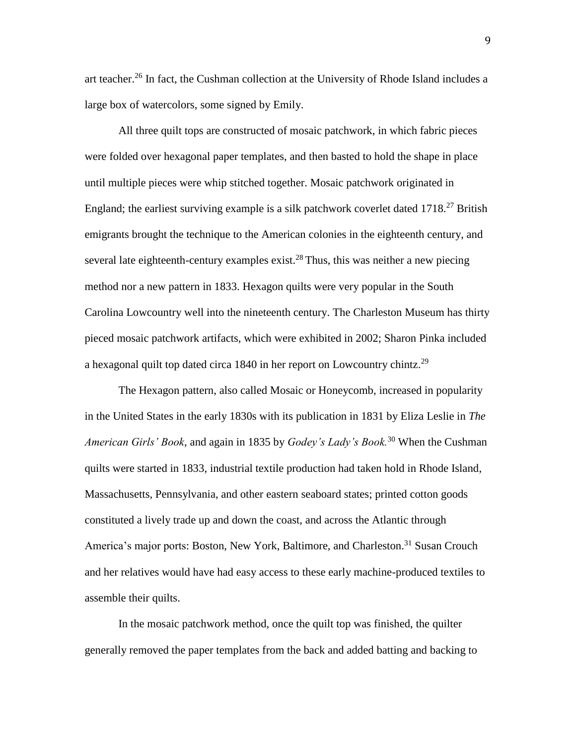art teacher.[26] In fact, the Cushman collection at the University of Rhode Island includes a large box of watercolors, some signed by Emily.

All three quilt tops are constructed of mosaic patchwork, in which fabric pieces were folded over hexagonal paper templates, and then basted to hold the shape in place until multiple pieces were whip stitched together. Mosaic patchwork originated in England; the earliest surviving example is a silk patchwork coverlet dated 1718.[27] British emigrants brought the technique to the American colonies in the eighteenth century, and several late eighteenth-century examples exist.[28] Thus, this was neither a new piecing method nor a new pattern in 1833. Hexagon quilts were very popular in the South Carolina Lowcountry well into the nineteenth century. The Charleston Museum has thirty pieced mosaic patchwork artifacts, which were exhibited in 2002; Sharon Pinka included a hexagonal quilt top dated circa 1840 in her report on Lowcountry chintz.[29]

The Hexagon pattern, also called Mosaic or Honeycomb, increased in popularity in the United States in the early 1830s with its publication in 1831 by Eliza Leslie in *The American Girls' Book*, and again in 1835 by *Godey's Lady's Book.*[30] When the Cushman quilts were started in 1833, industrial textile production had taken hold in Rhode Island, Massachusetts, Pennsylvania, and other eastern seaboard states; printed cotton goods constituted a lively trade up and down the coast, and across the Atlantic through America's major ports: Boston, New York, Baltimore, and Charleston.[31] Susan Crouch and her relatives would have had easy access to these early machine-produced textiles to assemble their quilts.

In the mosaic patchwork method, once the quilt top was finished, the quilter generally removed the paper templates from the back and added batting and backing to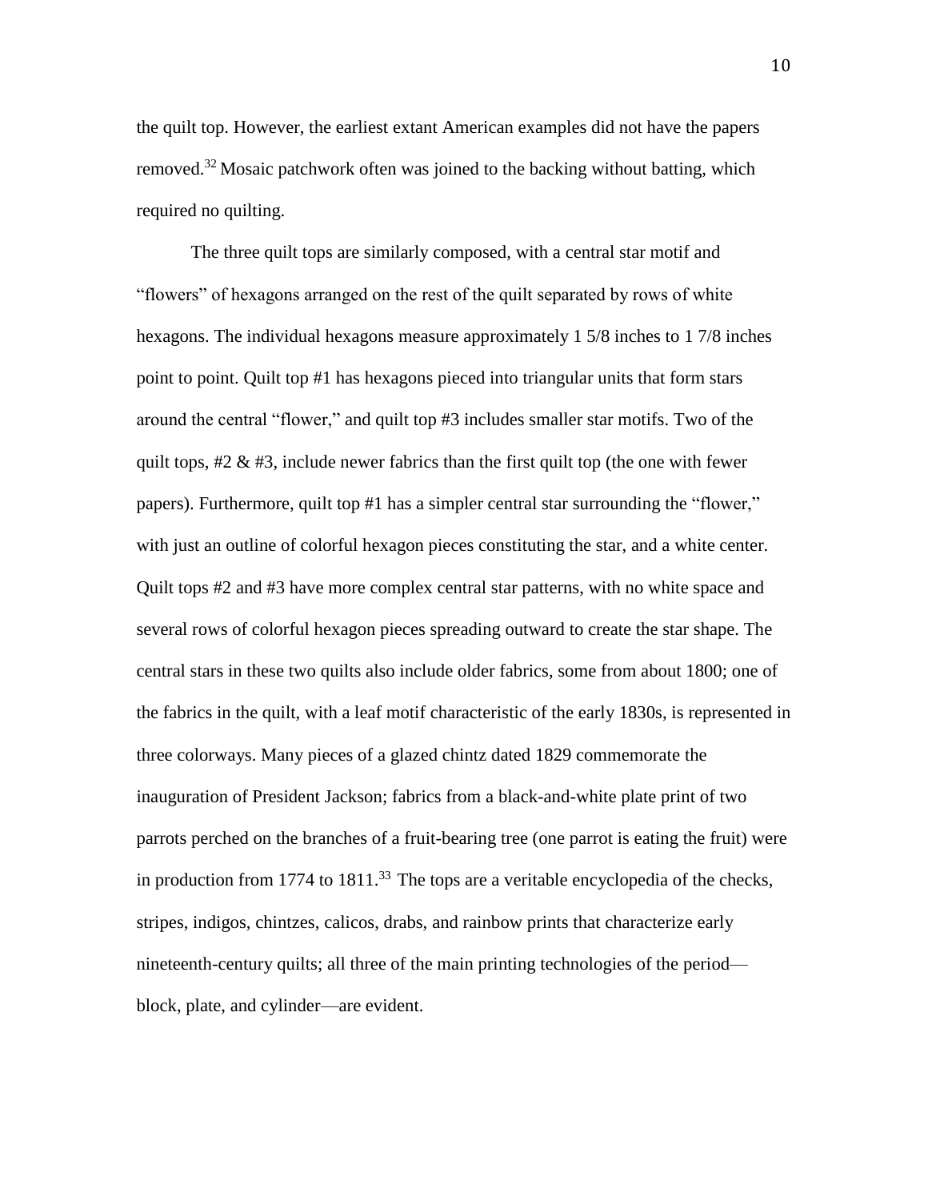the quilt top. However, the earliest extant American examples did not have the papers removed.[32] Mosaic patchwork often was joined to the backing without batting, which required no quilting.

The three quilt tops are similarly composed, with a central star motif and "flowers" of hexagons arranged on the rest of the quilt separated by rows of white hexagons. The individual hexagons measure approximately 1 5/8 inches to 1 7/8 inches point to point. Quilt top #1 has hexagons pieced into triangular units that form stars around the central "flower," and quilt top #3 includes smaller star motifs. Two of the quilt tops, #2 & #3, include newer fabrics than the first quilt top (the one with fewer papers). Furthermore, quilt top #1 has a simpler central star surrounding the "flower," with just an outline of colorful hexagon pieces constituting the star, and a white center. Quilt tops #2 and #3 have more complex central star patterns, with no white space and several rows of colorful hexagon pieces spreading outward to create the star shape. The central stars in these two quilts also include older fabrics, some from about 1800; one of the fabrics in the quilt, with a leaf motif characteristic of the early 1830s, is represented in three colorways. Many pieces of a glazed chintz dated 1829 commemorate the inauguration of President Jackson; fabrics from a black-and-white plate print of two parrots perched on the branches of a fruit-bearing tree (one parrot is eating the fruit) were in production from 1774 to 1811.[33] The tops are a veritable encyclopedia of the checks, stripes, indigos, chintzes, calicos, drabs, and rainbow prints that characterize early nineteenth-century quilts; all three of the main printing technologies of the period—block, plate, and cylinder—are evident.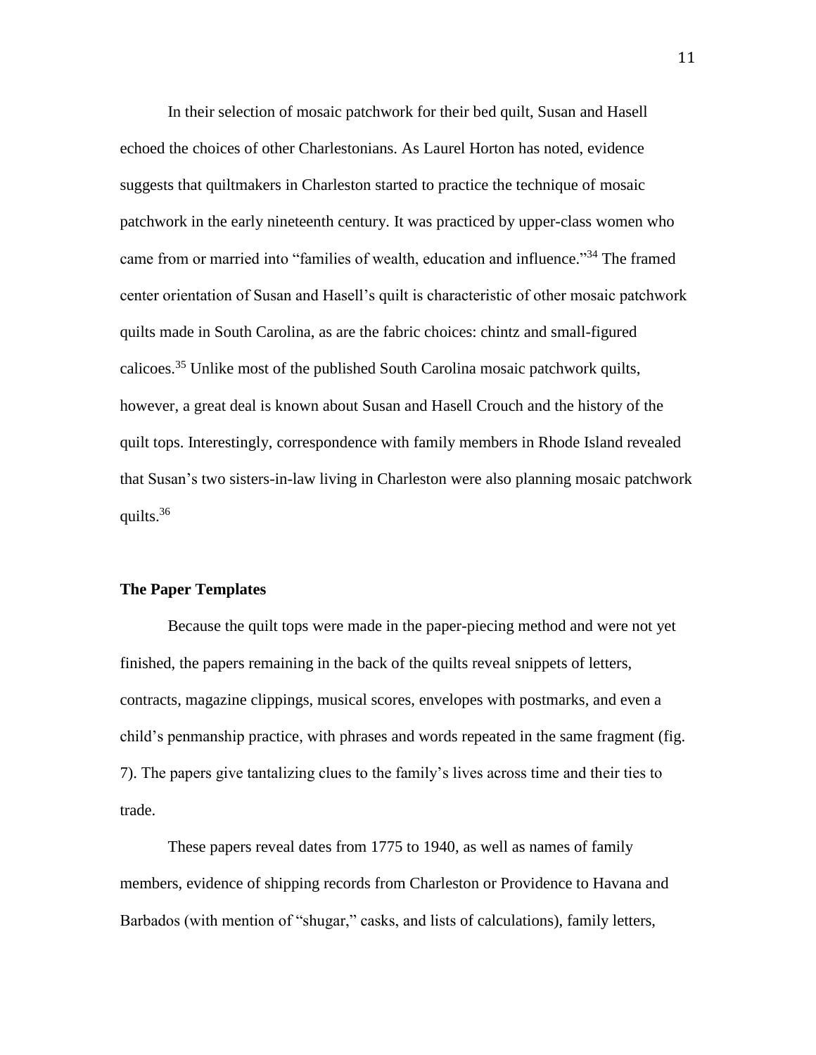In their selection of mosaic patchwork for their bed quilt, Susan and Hasell echoed the choices of other Charlestonians. As Laurel Horton has noted, evidence suggests that quiltmakers in Charleston started to practice the technique of mosaic patchwork in the early nineteenth century. It was practiced by upper-class women who came from or married into "families of wealth, education and influence."[34] The framed center orientation of Susan and Hasell's quilt is characteristic of other mosaic patchwork quilts made in South Carolina, as are the fabric choices: chintz and small-figured calicoes.[35] Unlike most of the published South Carolina mosaic patchwork quilts, however, a great deal is known about Susan and Hasell Crouch and the history of the quilt tops. Interestingly, correspondence with family members in Rhode Island revealed that Susan's two sisters-in-law living in Charleston were also planning mosaic patchwork quilts.[36]

**The Paper Templates**

Because the quilt tops were made in the paper-piecing method and were not yet finished, the papers remaining in the back of the quilts reveal snippets of letters, contracts, magazine clippings, musical scores, envelopes with postmarks, and even a child's penmanship practice, with phrases and words repeated in the same fragment (fig. 7). The papers give tantalizing clues to the family's lives across time and their ties to trade.

These papers reveal dates from 1775 to 1940, as well as names of family members, evidence of shipping records from Charleston or Providence to Havana and Barbados (with mention of "shugar," casks, and lists of calculations), family letters,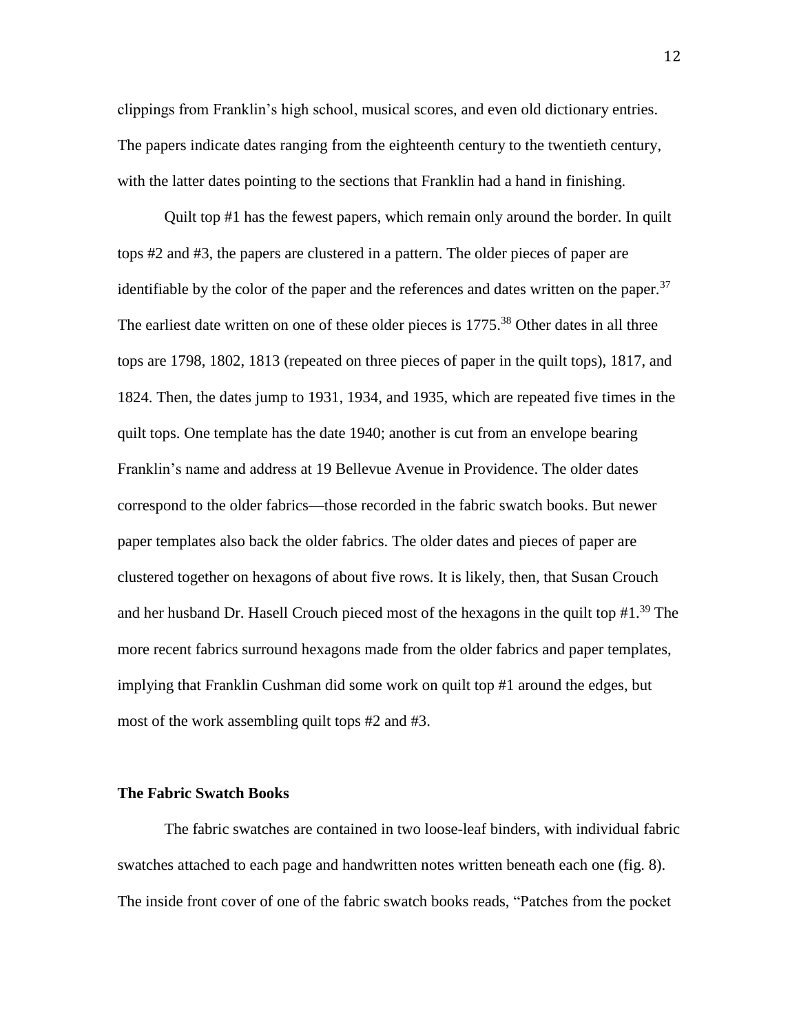clippings from Franklin's high school, musical scores, and even old dictionary entries. The papers indicate dates ranging from the eighteenth century to the twentieth century, with the latter dates pointing to the sections that Franklin had a hand in finishing.

Quilt top #1 has the fewest papers, which remain only around the border. In quilt tops #2 and #3, the papers are clustered in a pattern. The older pieces of paper are identifiable by the color of the paper and the references and dates written on the paper.[37] The earliest date written on one of these older pieces is 1775.[38] Other dates in all three tops are 1798, 1802, 1813 (repeated on three pieces of paper in the quilt tops), 1817, and 1824. Then, the dates jump to 1931, 1934, and 1935, which are repeated five times in the quilt tops. One template has the date 1940; another is cut from an envelope bearing Franklin's name and address at 19 Bellevue Avenue in Providence. The older dates correspond to the older fabrics—those recorded in the fabric swatch books. But newer paper templates also back the older fabrics. The older dates and pieces of paper are clustered together on hexagons of about five rows. It is likely, then, that Susan Crouch and her husband Dr. Hasell Crouch pieced most of the hexagons in the quilt top #1.[39] The more recent fabrics surround hexagons made from the older fabrics and paper templates, implying that Franklin Cushman did some work on quilt top #1 around the edges, but most of the work assembling quilt tops #2 and #3.

### The Fabric Swatch Books

The fabric swatches are contained in two loose-leaf binders, with individual fabric swatches attached to each page and handwritten notes written beneath each one (fig. 8). The inside front cover of one of the fabric swatch books reads, "Patches from the pocket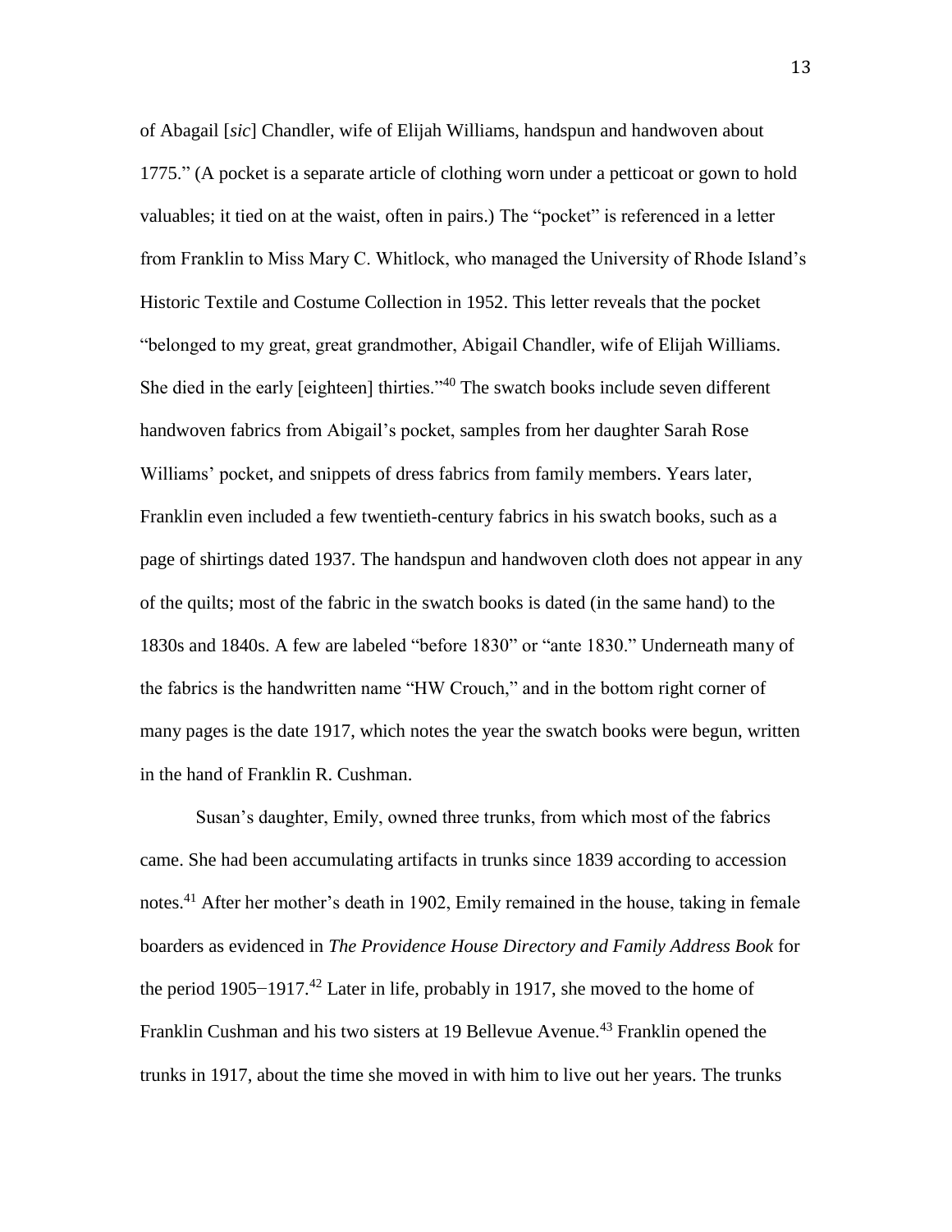of Abagail [*sic*] Chandler, wife of Elijah Williams, handspun and handwoven about 1775." (A pocket is a separate article of clothing worn under a petticoat or gown to hold valuables; it tied on at the waist, often in pairs.) The "pocket" is referenced in a letter from Franklin to Miss Mary C. Whitlock, who managed the University of Rhode Island's Historic Textile and Costume Collection in 1952. This letter reveals that the pocket "belonged to my great, great grandmother, Abigail Chandler, wife of Elijah Williams. She died in the early [eighteen] thirties."[40] The swatch books include seven different handwoven fabrics from Abigail's pocket, samples from her daughter Sarah Rose Williams' pocket, and snippets of dress fabrics from family members. Years later, Franklin even included a few twentieth-century fabrics in his swatch books, such as a page of shirtings dated 1937. The handspun and handwoven cloth does not appear in any of the quilts; most of the fabric in the swatch books is dated (in the same hand) to the 1830s and 1840s. A few are labeled "before 1830" or "ante 1830." Underneath many of the fabrics is the handwritten name "HW Crouch," and in the bottom right corner of many pages is the date 1917, which notes the year the swatch books were begun, written in the hand of Franklin R. Cushman.

Susan's daughter, Emily, owned three trunks, from which most of the fabrics came. She had been accumulating artifacts in trunks since 1839 according to accession notes.[41] After her mother's death in 1902, Emily remained in the house, taking in female boarders as evidenced in *The Providence House Directory and Family Address Book* for the period 1905–1917.[42] Later in life, probably in 1917, she moved to the home of Franklin Cushman and his two sisters at 19 Bellevue Avenue.[43] Franklin opened the trunks in 1917, about the time she moved in with him to live out her years. The trunks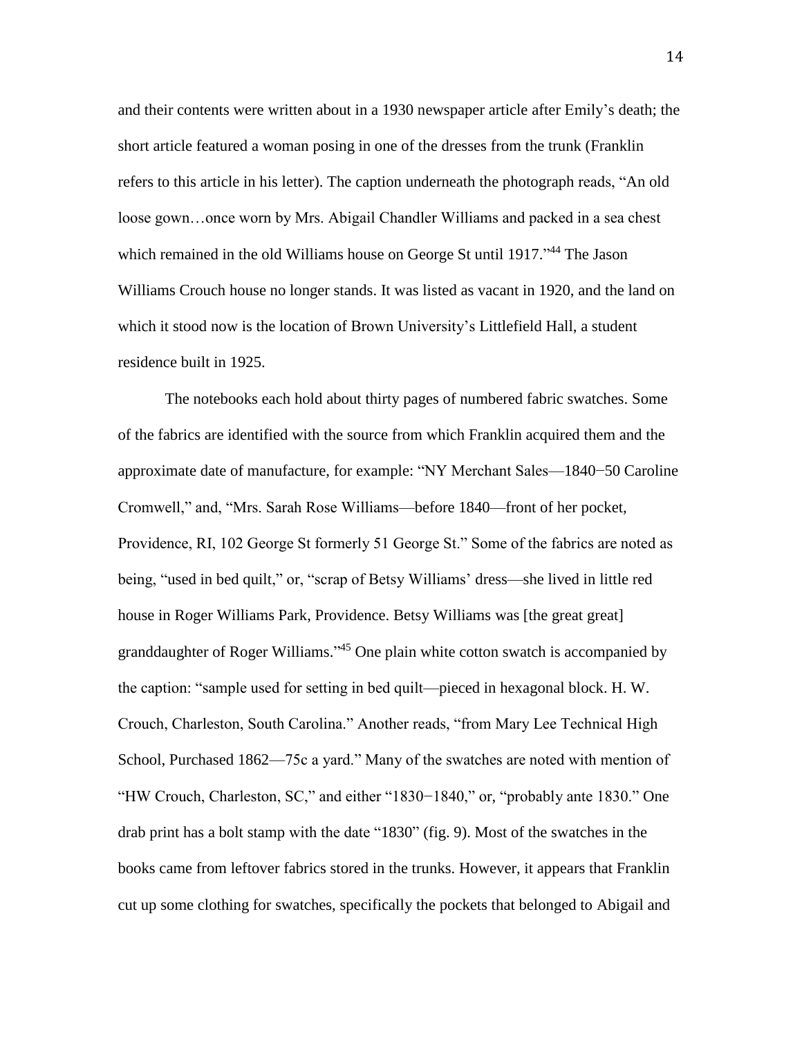and their contents were written about in a 1930 newspaper article after Emily's death; the short article featured a woman posing in one of the dresses from the trunk (Franklin refers to this article in his letter). The caption underneath the photograph reads, "An old loose gown…once worn by Mrs. Abigail Chandler Williams and packed in a sea chest which remained in the old Williams house on George St until 1917."[44] The Jason Williams Crouch house no longer stands. It was listed as vacant in 1920, and the land on which it stood now is the location of Brown University's Littlefield Hall, a student residence built in 1925.

The notebooks each hold about thirty pages of numbered fabric swatches. Some of the fabrics are identified with the source from which Franklin acquired them and the approximate date of manufacture, for example: "NY Merchant Sales—1840−50 Caroline Cromwell," and, "Mrs. Sarah Rose Williams—before 1840—front of her pocket, Providence, RI, 102 George St formerly 51 George St." Some of the fabrics are noted as being, "used in bed quilt," or, "scrap of Betsy Williams' dress—she lived in little red house in Roger Williams Park, Providence. Betsy Williams was [the great great] granddaughter of Roger Williams."[45] One plain white cotton swatch is accompanied by the caption: "sample used for setting in bed quilt—pieced in hexagonal block. H. W. Crouch, Charleston, South Carolina." Another reads, "from Mary Lee Technical High School, Purchased 1862—75c a yard." Many of the swatches are noted with mention of "HW Crouch, Charleston, SC," and either "1830−1840," or, "probably ante 1830." One drab print has a bolt stamp with the date "1830" (fig. 9). Most of the swatches in the books came from leftover fabrics stored in the trunks. However, it appears that Franklin cut up some clothing for swatches, specifically the pockets that belonged to Abigail and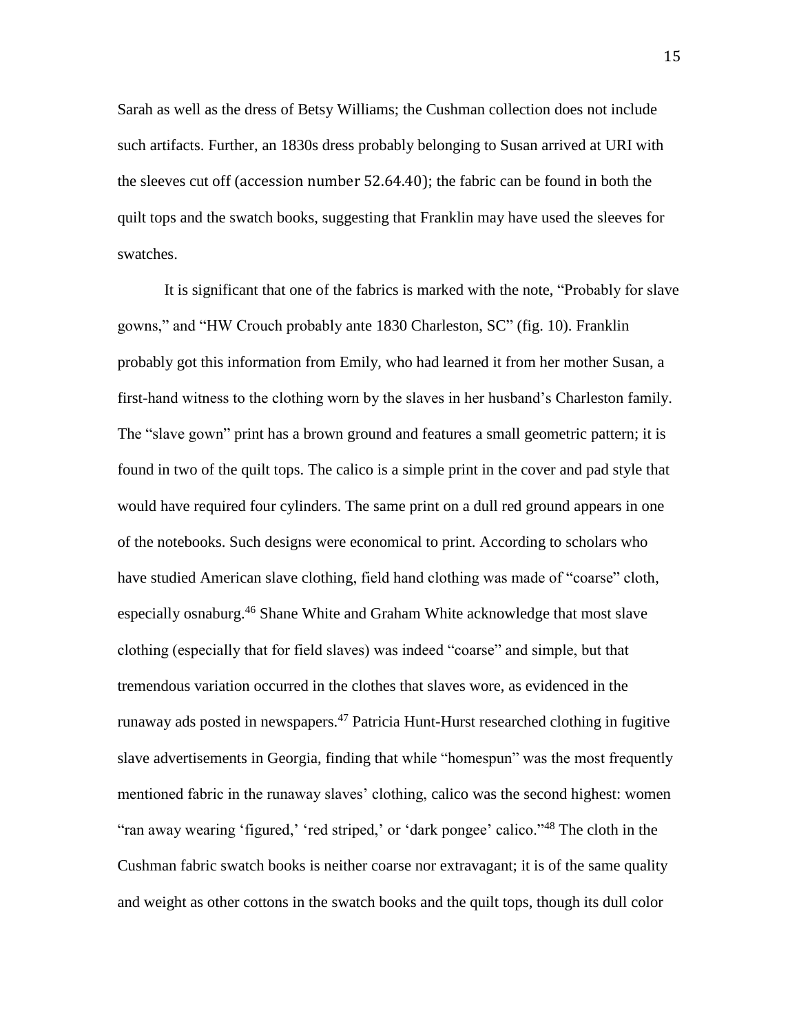Sarah as well as the dress of Betsy Williams; the Cushman collection does not include such artifacts. Further, an 1830s dress probably belonging to Susan arrived at URI with the sleeves cut off (accession number 52.64.40); the fabric can be found in both the quilt tops and the swatch books, suggesting that Franklin may have used the sleeves for swatches.

It is significant that one of the fabrics is marked with the note, "Probably for slave gowns," and "HW Crouch probably ante 1830 Charleston, SC" (fig. 10). Franklin probably got this information from Emily, who had learned it from her mother Susan, a first-hand witness to the clothing worn by the slaves in her husband's Charleston family. The "slave gown" print has a brown ground and features a small geometric pattern; it is found in two of the quilt tops. The calico is a simple print in the cover and pad style that would have required four cylinders. The same print on a dull red ground appears in one of the notebooks. Such designs were economical to print. According to scholars who have studied American slave clothing, field hand clothing was made of "coarse" cloth, especially osnaburg.[46] Shane White and Graham White acknowledge that most slave clothing (especially that for field slaves) was indeed "coarse" and simple, but that tremendous variation occurred in the clothes that slaves wore, as evidenced in the runaway ads posted in newspapers.[47] Patricia Hunt-Hurst researched clothing in fugitive slave advertisements in Georgia, finding that while "homespun" was the most frequently mentioned fabric in the runaway slaves' clothing, calico was the second highest: women "ran away wearing 'figured,' 'red striped,' or 'dark pongee' calico."[48] The cloth in the Cushman fabric swatch books is neither coarse nor extravagant; it is of the same quality and weight as other cottons in the swatch books and the quilt tops, though its dull color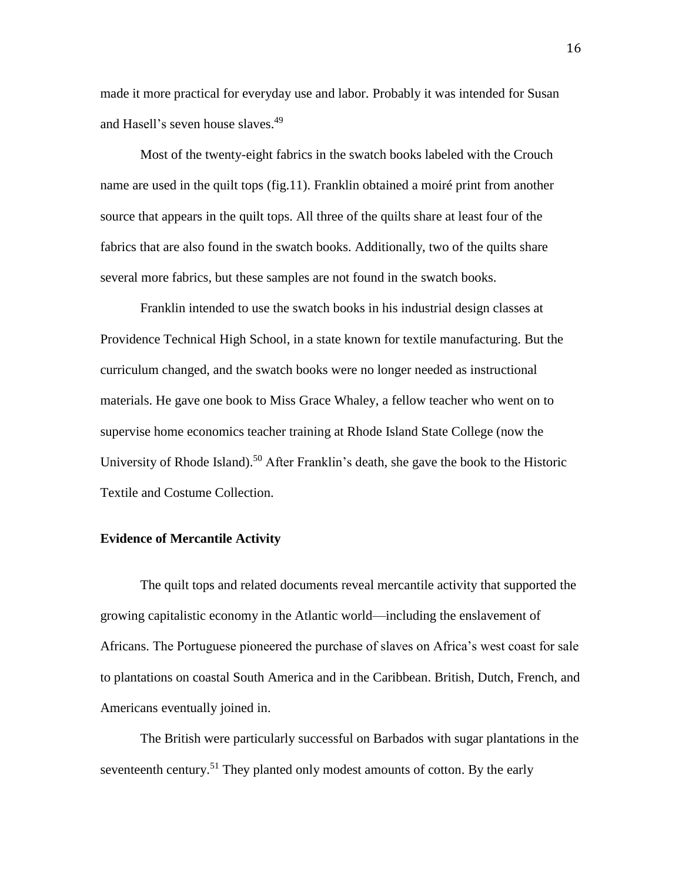made it more practical for everyday use and labor. Probably it was intended for Susan and Hasell's seven house slaves.[49]

Most of the twenty-eight fabrics in the swatch books labeled with the Crouch name are used in the quilt tops (fig.11). Franklin obtained a moiré print from another source that appears in the quilt tops. All three of the quilts share at least four of the fabrics that are also found in the swatch books. Additionally, two of the quilts share several more fabrics, but these samples are not found in the swatch books.

Franklin intended to use the swatch books in his industrial design classes at Providence Technical High School, in a state known for textile manufacturing. But the curriculum changed, and the swatch books were no longer needed as instructional materials. He gave one book to Miss Grace Whaley, a fellow teacher who went on to supervise home economics teacher training at Rhode Island State College (now the University of Rhode Island).[50] After Franklin's death, she gave the book to the Historic Textile and Costume Collection.

## Evidence of Mercantile Activity

The quilt tops and related documents reveal mercantile activity that supported the growing capitalistic economy in the Atlantic world—including the enslavement of Africans. The Portuguese pioneered the purchase of slaves on Africa's west coast for sale to plantations on coastal South America and in the Caribbean. British, Dutch, French, and Americans eventually joined in.

The British were particularly successful on Barbados with sugar plantations in the seventeenth century.[51] They planted only modest amounts of cotton. By the early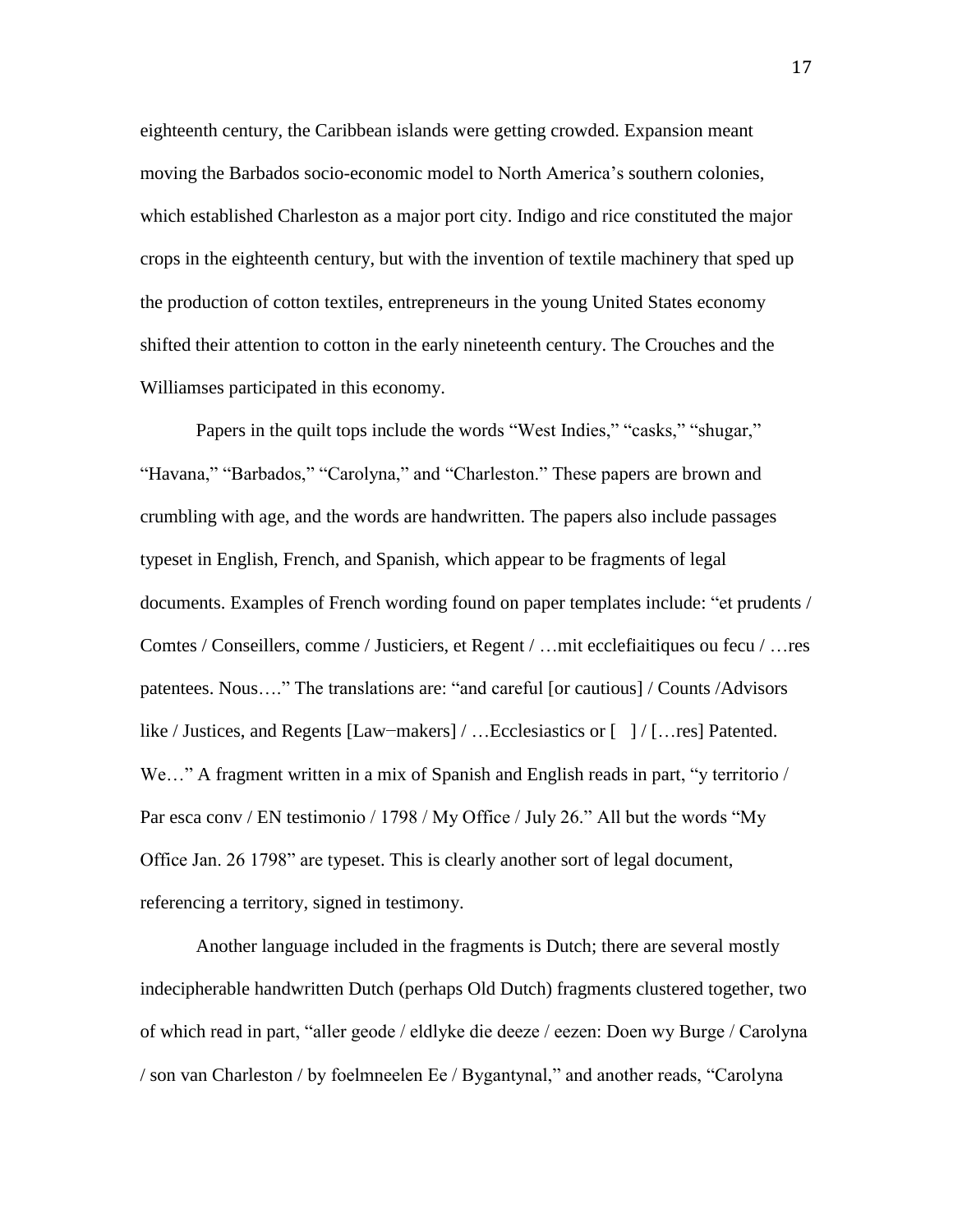eighteenth century, the Caribbean islands were getting crowded. Expansion meant moving the Barbados socio-economic model to North America's southern colonies, which established Charleston as a major port city. Indigo and rice constituted the major crops in the eighteenth century, but with the invention of textile machinery that sped up the production of cotton textiles, entrepreneurs in the young United States economy shifted their attention to cotton in the early nineteenth century. The Crouches and the Williamses participated in this economy.

Papers in the quilt tops include the words "West Indies," "casks," "shugar," "Havana," "Barbados," "Carolyna," and "Charleston." These papers are brown and crumbling with age, and the words are handwritten. The papers also include passages typeset in English, French, and Spanish, which appear to be fragments of legal documents. Examples of French wording found on paper templates include: "et prudents / Comtes / Conseillers, comme / Justiciers, et Regent / …mit ecclefiaitiques ou fecu / …res patentees. Nous…." The translations are: "and careful [or cautious] / Counts /Advisors like / Justices, and Regents [Law−makers] / …Ecclesiastics or [ ] / […res] Patented. We…" A fragment written in a mix of Spanish and English reads in part, "y territorio / Par esca conv / EN testimonio / 1798 / My Office / July 26." All but the words "My Office Jan. 26 1798" are typeset. This is clearly another sort of legal document, referencing a territory, signed in testimony.

Another language included in the fragments is Dutch; there are several mostly indecipherable handwritten Dutch (perhaps Old Dutch) fragments clustered together, two of which read in part, "aller geode / eldlyke die deeze / eezen: Doen wy Burge / Carolyna / son van Charleston / by foelmneelen Ee / Bygantynal," and another reads, "Carolyna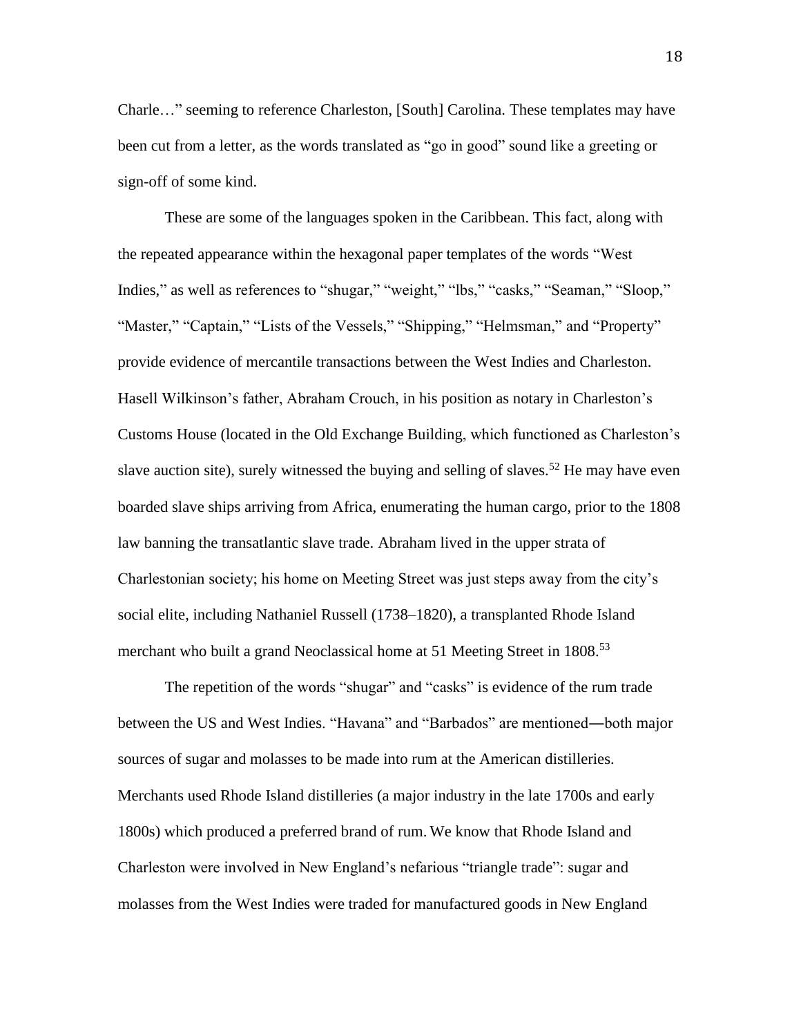Charle…" seeming to reference Charleston, [South] Carolina. These templates may have been cut from a letter, as the words translated as "go in good" sound like a greeting or sign-off of some kind.

These are some of the languages spoken in the Caribbean. This fact, along with the repeated appearance within the hexagonal paper templates of the words "West Indies," as well as references to "shugar," "weight," "lbs," "casks," "Seaman," "Sloop," "Master," "Captain," "Lists of the Vessels," "Shipping," "Helmsman," and "Property" provide evidence of mercantile transactions between the West Indies and Charleston. Hasell Wilkinson's father, Abraham Crouch, in his position as notary in Charleston's Customs House (located in the Old Exchange Building, which functioned as Charleston's slave auction site), surely witnessed the buying and selling of slaves.[52] He may have even boarded slave ships arriving from Africa, enumerating the human cargo, prior to the 1808 law banning the transatlantic slave trade. Abraham lived in the upper strata of Charlestonian society; his home on Meeting Street was just steps away from the city's social elite, including Nathaniel Russell (1738–1820), a transplanted Rhode Island merchant who built a grand Neoclassical home at 51 Meeting Street in 1808.[53]

The repetition of the words "shugar" and "casks" is evidence of the rum trade between the US and West Indies. "Havana" and "Barbados" are mentioned―both major sources of sugar and molasses to be made into rum at the American distilleries. Merchants used Rhode Island distilleries (a major industry in the late 1700s and early 1800s) which produced a preferred brand of rum. We know that Rhode Island and Charleston were involved in New England's nefarious "triangle trade": sugar and molasses from the West Indies were traded for manufactured goods in New England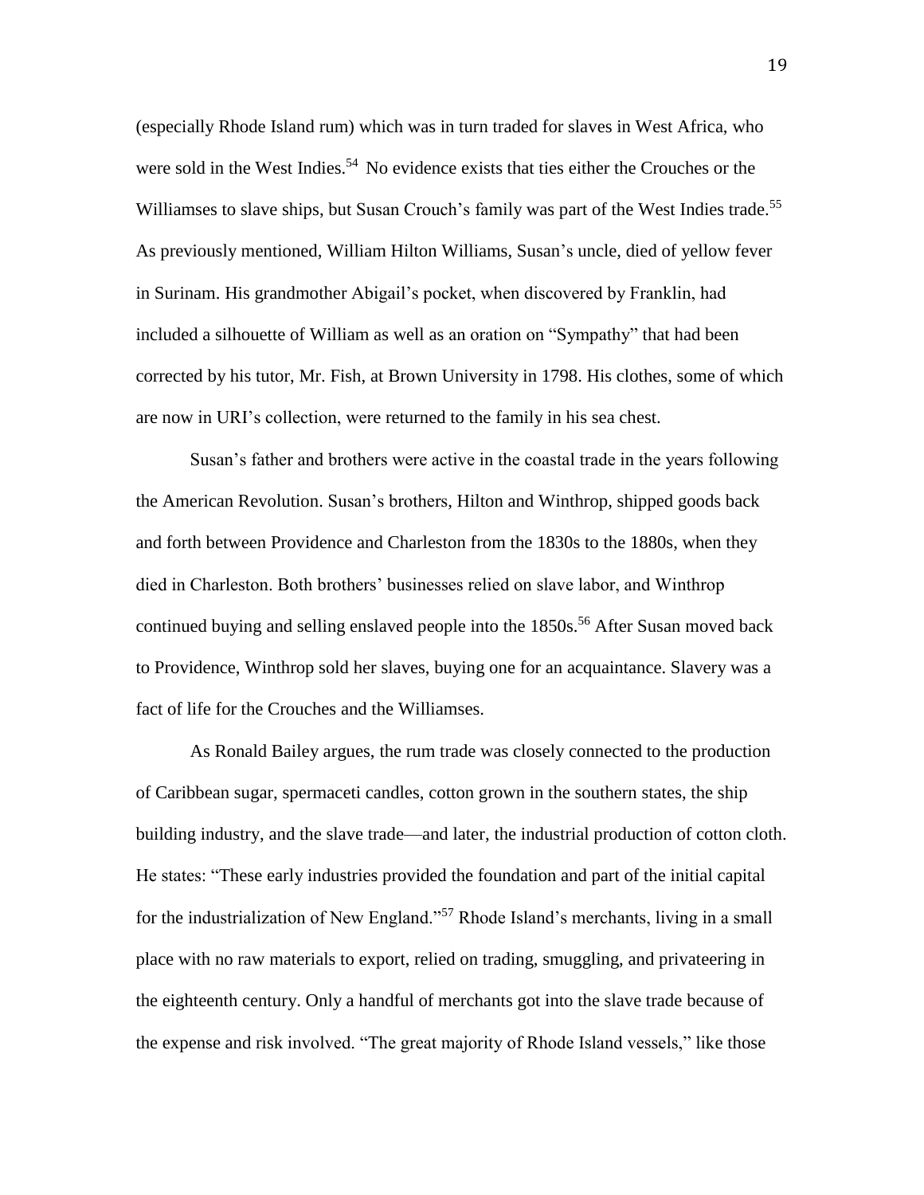(especially Rhode Island rum) which was in turn traded for slaves in West Africa, who were sold in the West Indies.[54] No evidence exists that ties either the Crouches or the Williamses to slave ships, but Susan Crouch's family was part of the West Indies trade.[55] As previously mentioned, William Hilton Williams, Susan's uncle, died of yellow fever in Surinam. His grandmother Abigail's pocket, when discovered by Franklin, had included a silhouette of William as well as an oration on "Sympathy" that had been corrected by his tutor, Mr. Fish, at Brown University in 1798. His clothes, some of which are now in URI's collection, were returned to the family in his sea chest.

Susan's father and brothers were active in the coastal trade in the years following the American Revolution. Susan's brothers, Hilton and Winthrop, shipped goods back and forth between Providence and Charleston from the 1830s to the 1880s, when they died in Charleston. Both brothers' businesses relied on slave labor, and Winthrop continued buying and selling enslaved people into the 1850s.[56] After Susan moved back to Providence, Winthrop sold her slaves, buying one for an acquaintance. Slavery was a fact of life for the Crouches and the Williamses.

As Ronald Bailey argues, the rum trade was closely connected to the production of Caribbean sugar, spermaceti candles, cotton grown in the southern states, the ship building industry, and the slave trade—and later, the industrial production of cotton cloth. He states: "These early industries provided the foundation and part of the initial capital for the industrialization of New England."[57] Rhode Island's merchants, living in a small place with no raw materials to export, relied on trading, smuggling, and privateering in the eighteenth century. Only a handful of merchants got into the slave trade because of the expense and risk involved. "The great majority of Rhode Island vessels," like those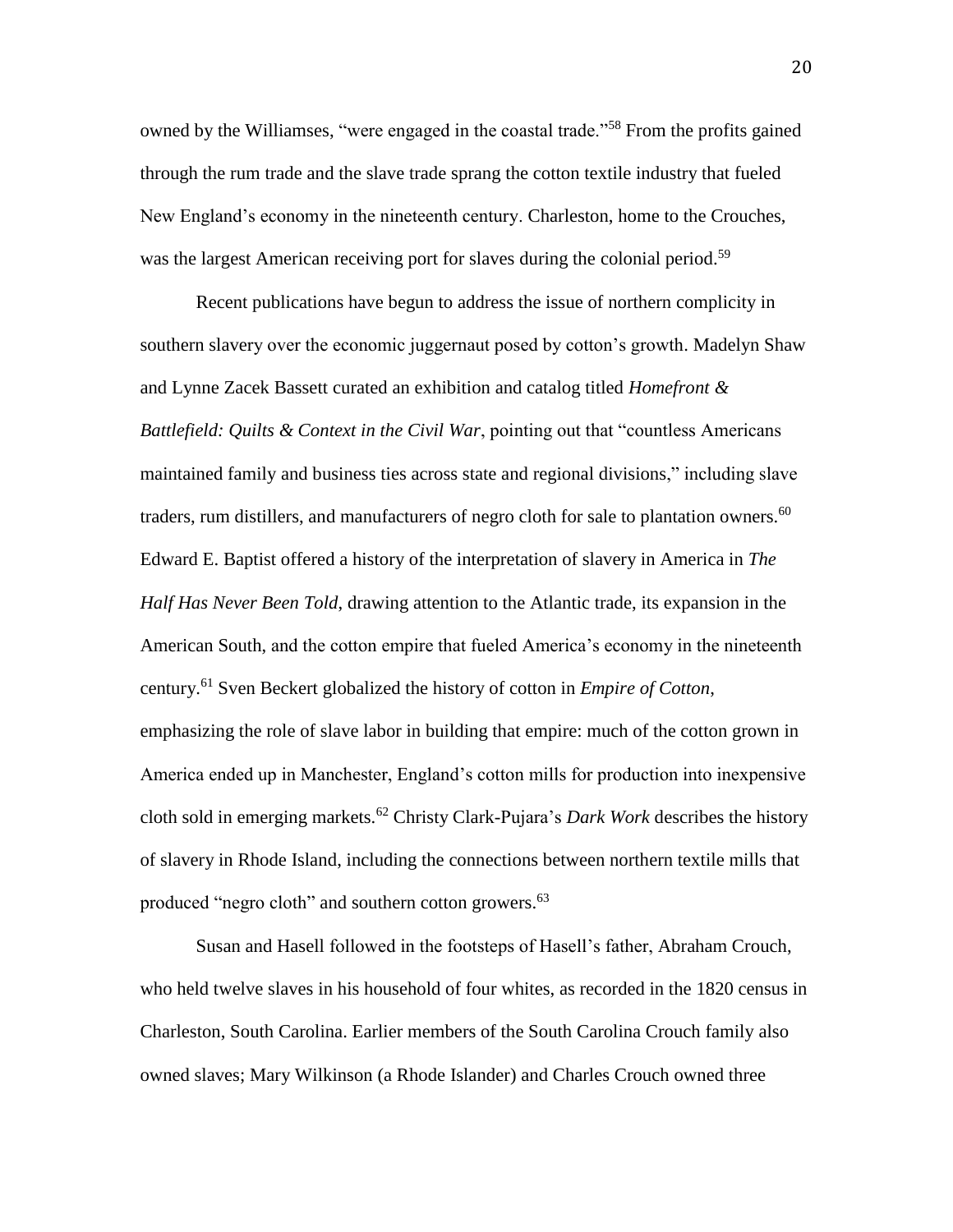owned by the Williamses, "were engaged in the coastal trade."[58] From the profits gained through the rum trade and the slave trade sprang the cotton textile industry that fueled New England's economy in the nineteenth century. Charleston, home to the Crouches, was the largest American receiving port for slaves during the colonial period.[59]

Recent publications have begun to address the issue of northern complicity in southern slavery over the economic juggernaut posed by cotton's growth. Madelyn Shaw and Lynne Zacek Bassett curated an exhibition and catalog titled *Homefront & Battlefield: Quilts & Context in the Civil War*, pointing out that "countless Americans maintained family and business ties across state and regional divisions," including slave traders, rum distillers, and manufacturers of negro cloth for sale to plantation owners.[60] Edward E. Baptist offered a history of the interpretation of slavery in America in *The Half Has Never Been Told*, drawing attention to the Atlantic trade, its expansion in the American South, and the cotton empire that fueled America's economy in the nineteenth century.[61] Sven Beckert globalized the history of cotton in *Empire of Cotton*, emphasizing the role of slave labor in building that empire: much of the cotton grown in America ended up in Manchester, England's cotton mills for production into inexpensive cloth sold in emerging markets.[62] Christy Clark-Pujara's *Dark Work* describes the history of slavery in Rhode Island, including the connections between northern textile mills that produced "negro cloth" and southern cotton growers.[63]

Susan and Hasell followed in the footsteps of Hasell's father, Abraham Crouch, who held twelve slaves in his household of four whites, as recorded in the 1820 census in Charleston, South Carolina. Earlier members of the South Carolina Crouch family also owned slaves; Mary Wilkinson (a Rhode Islander) and Charles Crouch owned three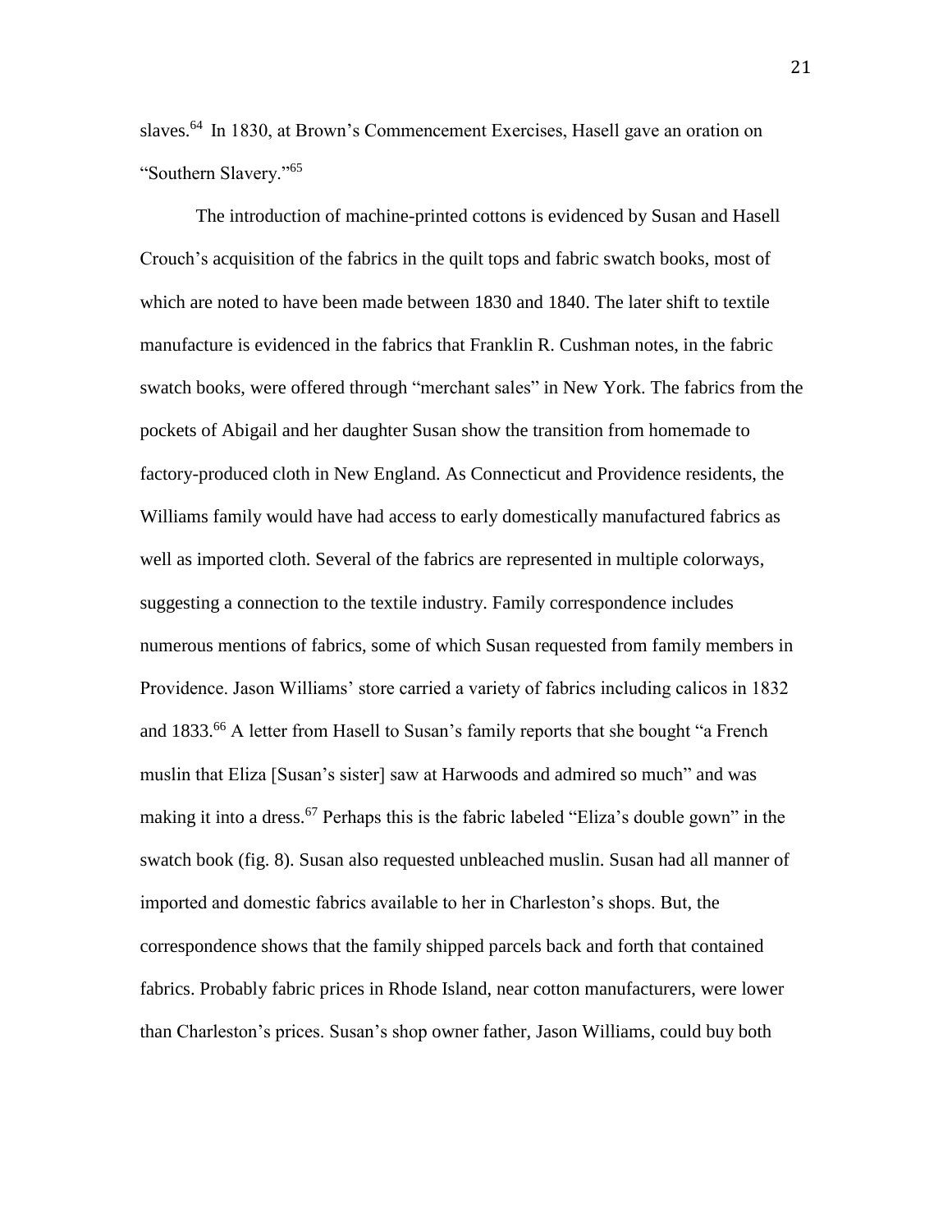slaves.[64] In 1830, at Brown's Commencement Exercises, Hasell gave an oration on "Southern Slavery."[65]

The introduction of machine-printed cottons is evidenced by Susan and Hasell Crouch's acquisition of the fabrics in the quilt tops and fabric swatch books, most of which are noted to have been made between 1830 and 1840. The later shift to textile manufacture is evidenced in the fabrics that Franklin R. Cushman notes, in the fabric swatch books, were offered through "merchant sales" in New York. The fabrics from the pockets of Abigail and her daughter Susan show the transition from homemade to factory-produced cloth in New England. As Connecticut and Providence residents, the Williams family would have had access to early domestically manufactured fabrics as well as imported cloth. Several of the fabrics are represented in multiple colorways, suggesting a connection to the textile industry. Family correspondence includes numerous mentions of fabrics, some of which Susan requested from family members in Providence. Jason Williams' store carried a variety of fabrics including calicos in 1832 and 1833.[66] A letter from Hasell to Susan's family reports that she bought "a French muslin that Eliza [Susan's sister] saw at Harwoods and admired so much" and was making it into a dress.[67] Perhaps this is the fabric labeled "Eliza's double gown" in the swatch book (fig. 8). Susan also requested unbleached muslin. Susan had all manner of imported and domestic fabrics available to her in Charleston's shops. But, the correspondence shows that the family shipped parcels back and forth that contained fabrics. Probably fabric prices in Rhode Island, near cotton manufacturers, were lower than Charleston's prices. Susan's shop owner father, Jason Williams, could buy both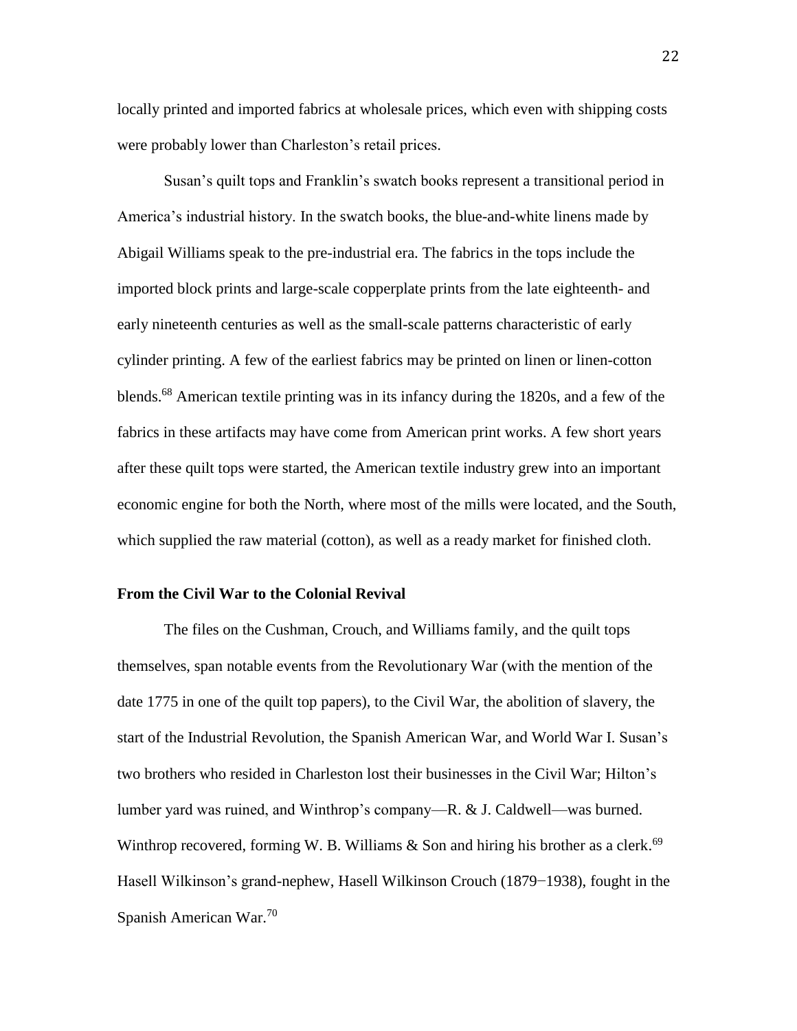locally printed and imported fabrics at wholesale prices, which even with shipping costs were probably lower than Charleston's retail prices.

Susan's quilt tops and Franklin's swatch books represent a transitional period in America's industrial history. In the swatch books, the blue-and-white linens made by Abigail Williams speak to the pre-industrial era. The fabrics in the tops include the imported block prints and large-scale copperplate prints from the late eighteenth- and early nineteenth centuries as well as the small-scale patterns characteristic of early cylinder printing. A few of the earliest fabrics may be printed on linen or linen-cotton blends.[68] American textile printing was in its infancy during the 1820s, and a few of the fabrics in these artifacts may have come from American print works. A few short years after these quilt tops were started, the American textile industry grew into an important economic engine for both the North, where most of the mills were located, and the South, which supplied the raw material (cotton), as well as a ready market for finished cloth.

**From the Civil War to the Colonial Revival**

The files on the Cushman, Crouch, and Williams family, and the quilt tops themselves, span notable events from the Revolutionary War (with the mention of the date 1775 in one of the quilt top papers), to the Civil War, the abolition of slavery, the start of the Industrial Revolution, the Spanish American War, and World War I. Susan's two brothers who resided in Charleston lost their businesses in the Civil War; Hilton's lumber yard was ruined, and Winthrop's company—R. & J. Caldwell—was burned. Winthrop recovered, forming W. B. Williams & Son and hiring his brother as a clerk.[69] Hasell Wilkinson's grand-nephew, Hasell Wilkinson Crouch (1879−1938), fought in the Spanish American War.[70]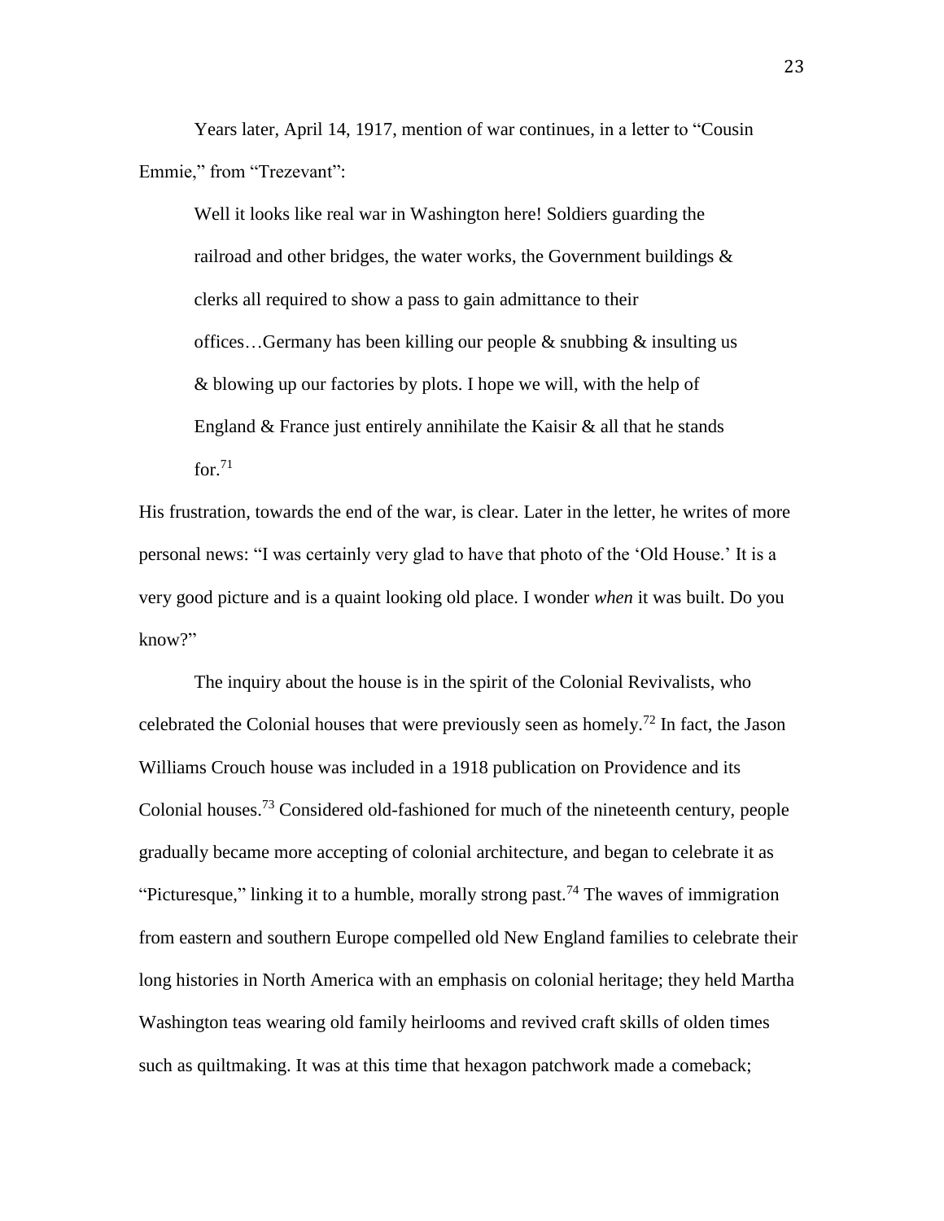Years later, April 14, 1917, mention of war continues, in a letter to "Cousin Emmie," from "Trezevant":

> Well it looks like real war in Washington here! Soldiers guarding the railroad and other bridges, the water works, the Government buildings & clerks all required to show a pass to gain admittance to their offices…Germany has been killing our people & snubbing & insulting us & blowing up our factories by plots. I hope we will, with the help of England & France just entirely annihilate the Kaisir & all that he stands for.[71]

His frustration, towards the end of the war, is clear. Later in the letter, he writes of more personal news: "I was certainly very glad to have that photo of the 'Old House.' It is a very good picture and is a quaint looking old place. I wonder *when* it was built. Do you know?"

The inquiry about the house is in the spirit of the Colonial Revivalists, who celebrated the Colonial houses that were previously seen as homely.[72] In fact, the Jason Williams Crouch house was included in a 1918 publication on Providence and its Colonial houses.[73] Considered old-fashioned for much of the nineteenth century, people gradually became more accepting of colonial architecture, and began to celebrate it as "Picturesque," linking it to a humble, morally strong past.[74] The waves of immigration from eastern and southern Europe compelled old New England families to celebrate their long histories in North America with an emphasis on colonial heritage; they held Martha Washington teas wearing old family heirlooms and revived craft skills of olden times such as quiltmaking. It was at this time that hexagon patchwork made a comeback;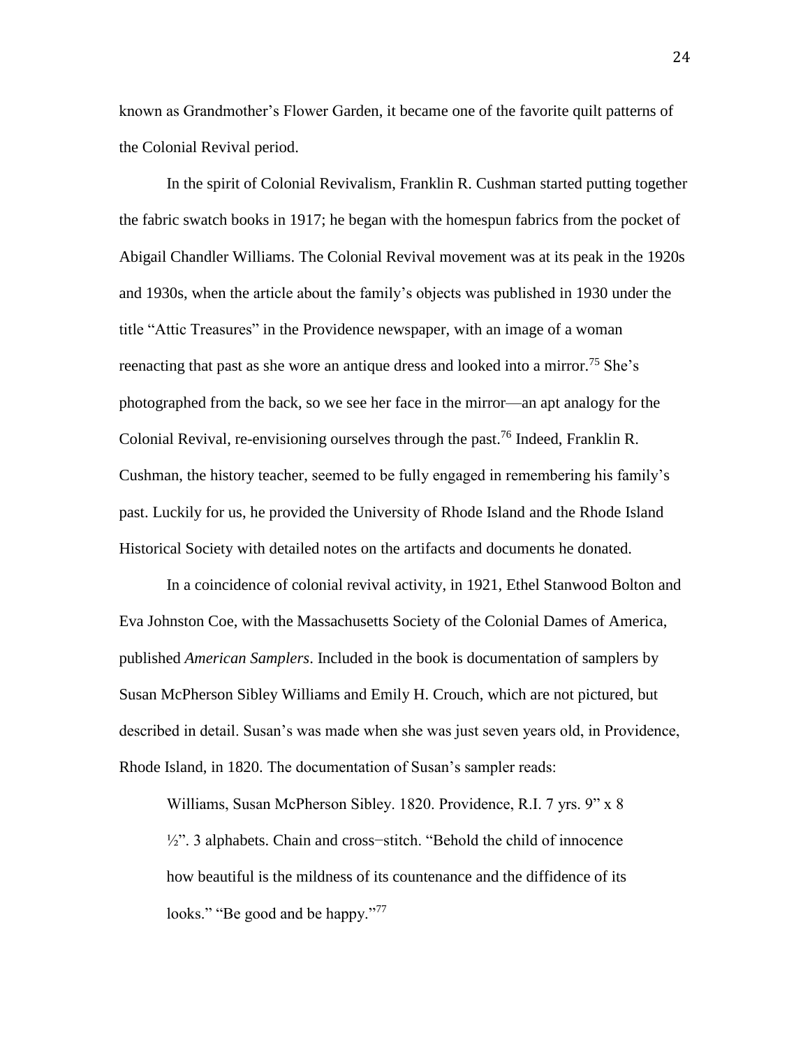known as Grandmother's Flower Garden, it became one of the favorite quilt patterns of the Colonial Revival period.

In the spirit of Colonial Revivalism, Franklin R. Cushman started putting together the fabric swatch books in 1917; he began with the homespun fabrics from the pocket of Abigail Chandler Williams. The Colonial Revival movement was at its peak in the 1920s and 1930s, when the article about the family's objects was published in 1930 under the title "Attic Treasures" in the Providence newspaper, with an image of a woman reenacting that past as she wore an antique dress and looked into a mirror.[75] She's photographed from the back, so we see her face in the mirror—an apt analogy for the Colonial Revival, re-envisioning ourselves through the past.[76] Indeed, Franklin R. Cushman, the history teacher, seemed to be fully engaged in remembering his family's past. Luckily for us, he provided the University of Rhode Island and the Rhode Island Historical Society with detailed notes on the artifacts and documents he donated.

In a coincidence of colonial revival activity, in 1921, Ethel Stanwood Bolton and Eva Johnston Coe, with the Massachusetts Society of the Colonial Dames of America, published *American Samplers*. Included in the book is documentation of samplers by Susan McPherson Sibley Williams and Emily H. Crouch, which are not pictured, but described in detail. Susan's was made when she was just seven years old, in Providence, Rhode Island, in 1820. The documentation of Susan's sampler reads:

> Williams, Susan McPherson Sibley. 1820. Providence, R.I. 7 yrs. 9" x 8 ½". 3 alphabets. Chain and cross-stitch. "Behold the child of innocence how beautiful is the mildness of its countenance and the diffidence of its looks." "Be good and be happy."[77]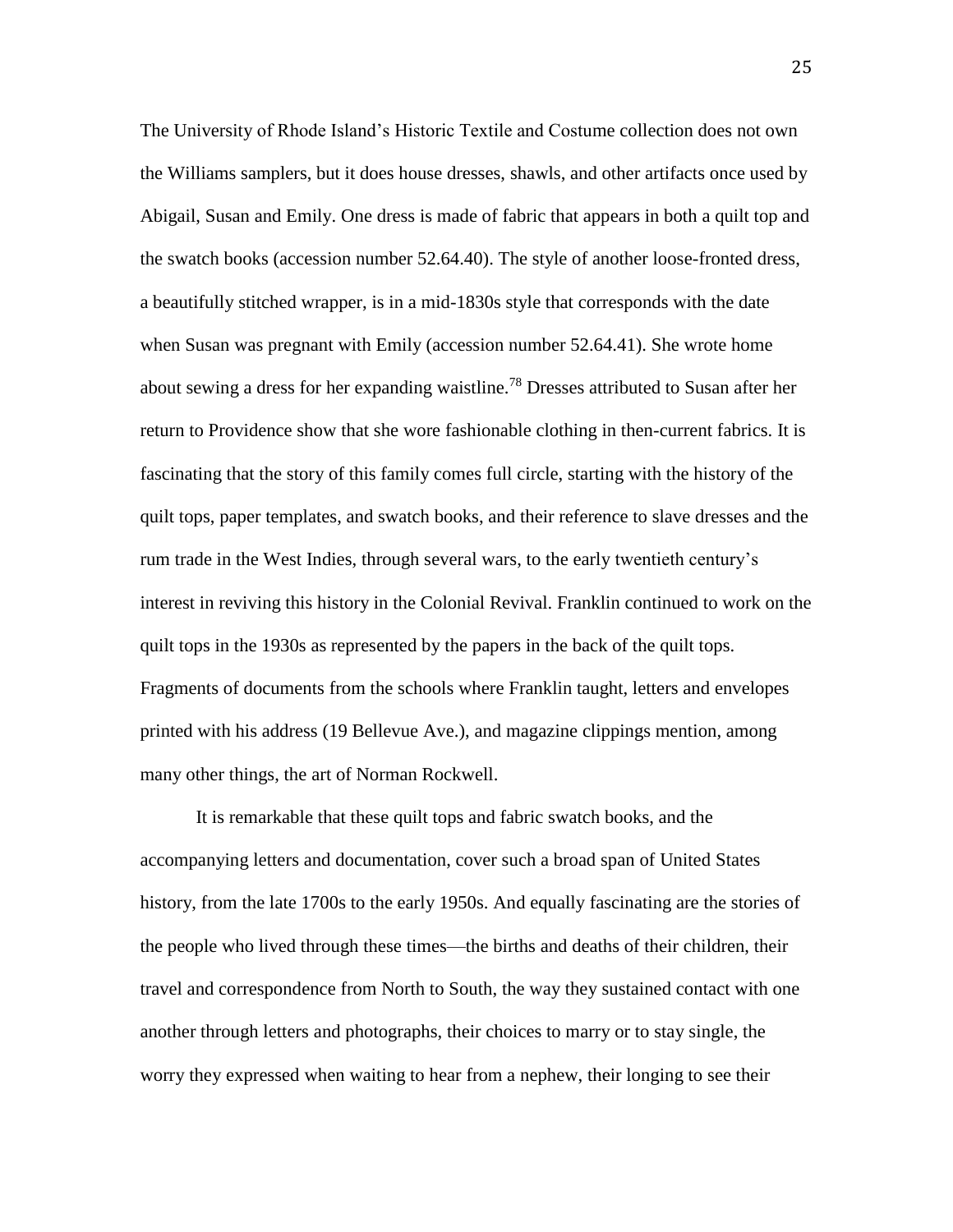The University of Rhode Island's Historic Textile and Costume collection does not own the Williams samplers, but it does house dresses, shawls, and other artifacts once used by Abigail, Susan and Emily. One dress is made of fabric that appears in both a quilt top and the swatch books (accession number 52.64.40). The style of another loose-fronted dress, a beautifully stitched wrapper, is in a mid-1830s style that corresponds with the date when Susan was pregnant with Emily (accession number 52.64.41). She wrote home about sewing a dress for her expanding waistline.[78] Dresses attributed to Susan after her return to Providence show that she wore fashionable clothing in then-current fabrics. It is fascinating that the story of this family comes full circle, starting with the history of the quilt tops, paper templates, and swatch books, and their reference to slave dresses and the rum trade in the West Indies, through several wars, to the early twentieth century's interest in reviving this history in the Colonial Revival. Franklin continued to work on the quilt tops in the 1930s as represented by the papers in the back of the quilt tops. Fragments of documents from the schools where Franklin taught, letters and envelopes printed with his address (19 Bellevue Ave.), and magazine clippings mention, among many other things, the art of Norman Rockwell.

It is remarkable that these quilt tops and fabric swatch books, and the accompanying letters and documentation, cover such a broad span of United States history, from the late 1700s to the early 1950s. And equally fascinating are the stories of the people who lived through these times—the births and deaths of their children, their travel and correspondence from North to South, the way they sustained contact with one another through letters and photographs, their choices to marry or to stay single, the worry they expressed when waiting to hear from a nephew, their longing to see their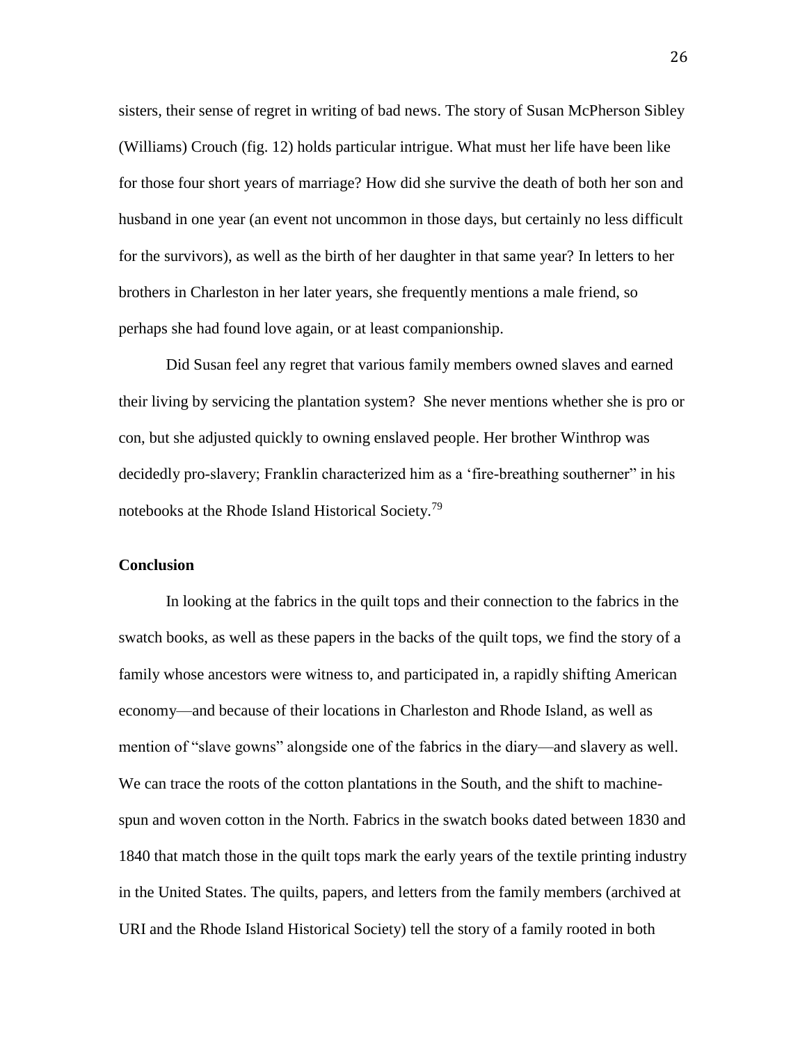sisters, their sense of regret in writing of bad news. The story of Susan McPherson Sibley (Williams) Crouch (fig. 12) holds particular intrigue. What must her life have been like for those four short years of marriage? How did she survive the death of both her son and husband in one year (an event not uncommon in those days, but certainly no less difficult for the survivors), as well as the birth of her daughter in that same year? In letters to her brothers in Charleston in her later years, she frequently mentions a male friend, so perhaps she had found love again, or at least companionship.

Did Susan feel any regret that various family members owned slaves and earned their living by servicing the plantation system? She never mentions whether she is pro or con, but she adjusted quickly to owning enslaved people. Her brother Winthrop was decidedly pro-slavery; Franklin characterized him as a 'fire-breathing southerner" in his notebooks at the Rhode Island Historical Society.[79]

### Conclusion

In looking at the fabrics in the quilt tops and their connection to the fabrics in the swatch books, as well as these papers in the backs of the quilt tops, we find the story of a family whose ancestors were witness to, and participated in, a rapidly shifting American economy—and because of their locations in Charleston and Rhode Island, as well as mention of "slave gowns" alongside one of the fabrics in the diary—and slavery as well. We can trace the roots of the cotton plantations in the South, and the shift to machine-spun and woven cotton in the North. Fabrics in the swatch books dated between 1830 and 1840 that match those in the quilt tops mark the early years of the textile printing industry in the United States. The quilts, papers, and letters from the family members (archived at URI and the Rhode Island Historical Society) tell the story of a family rooted in both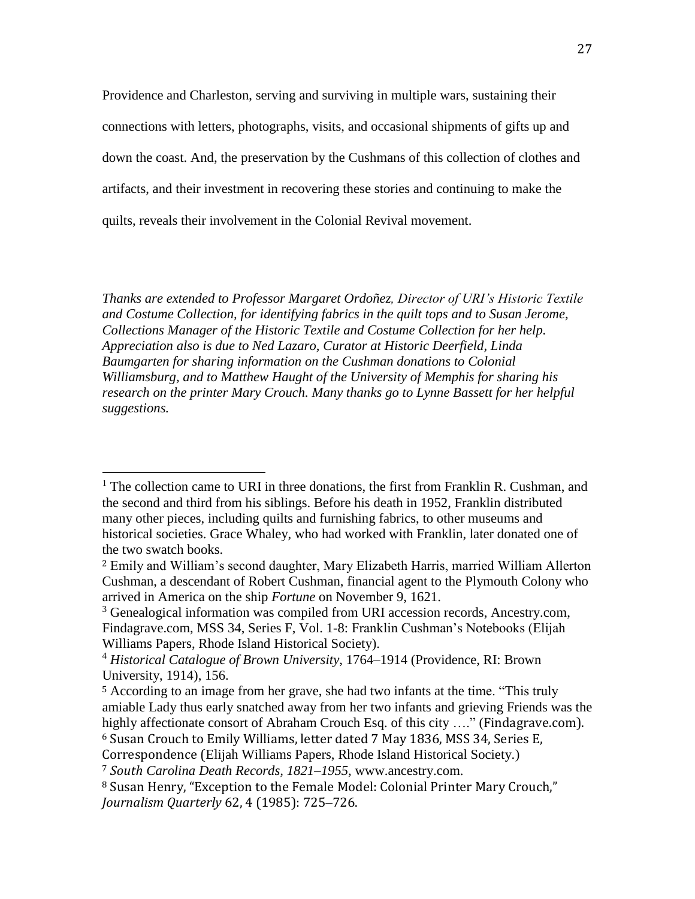Providence and Charleston, serving and surviving in multiple wars, sustaining their connections with letters, photographs, visits, and occasional shipments of gifts up and down the coast. And, the preservation by the Cushmans of this collection of clothes and artifacts, and their investment in recovering these stories and continuing to make the quilts, reveals their involvement in the Colonial Revival movement.

*Thanks are extended to Professor Margaret Ordoñez, Director of URI's Historic Textile and Costume Collection, for identifying fabrics in the quilt tops and to Susan Jerome, Collections Manager of the Historic Textile and Costume Collection for her help. Appreciation also is due to Ned Lazaro, Curator at Historic Deerfield, Linda Baumgarten for sharing information on the Cushman donations to Colonial Williamsburg, and to Matthew Haught of the University of Memphis for sharing his research on the printer Mary Crouch. Many thanks go to Lynne Bassett for her helpful suggestions.*

---

[1] The collection came to URI in three donations, the first from Franklin R. Cushman, and the second and third from his siblings. Before his death in 1952, Franklin distributed many other pieces, including quilts and furnishing fabrics, to other museums and historical societies. Grace Whaley, who had worked with Franklin, later donated one of the two swatch books.

[2] Emily and William's second daughter, Mary Elizabeth Harris, married William Allerton Cushman, a descendant of Robert Cushman, financial agent to the Plymouth Colony who arrived in America on the ship *Fortune* on November 9, 1621.

[3] Genealogical information was compiled from URI accession records, Ancestry.com, Findagrave.com, MSS 34, Series F, Vol. 1-8: Franklin Cushman's Notebooks (Elijah Williams Papers, Rhode Island Historical Society).

[4] *Historical Catalogue of Brown University*, 1764–1914 (Providence, RI: Brown University, 1914), 156.

[5] According to an image from her grave, she had two infants at the time. "This truly amiable Lady thus early snatched away from her two infants and grieving Friends was the highly affectionate consort of Abraham Crouch Esq. of this city …." (Findagrave.com).

[6] Susan Crouch to Emily Williams, letter dated 7 May 1836, MSS 34, Series E, Correspondence (Elijah Williams Papers, Rhode Island Historical Society.)

[7] *South Carolina Death Records, 1821–1955,* www.ancestry.com.

[8] Susan Henry, "Exception to the Female Model: Colonial Printer Mary Crouch," *Journalism Quarterly* 62, 4 (1985): 725–726.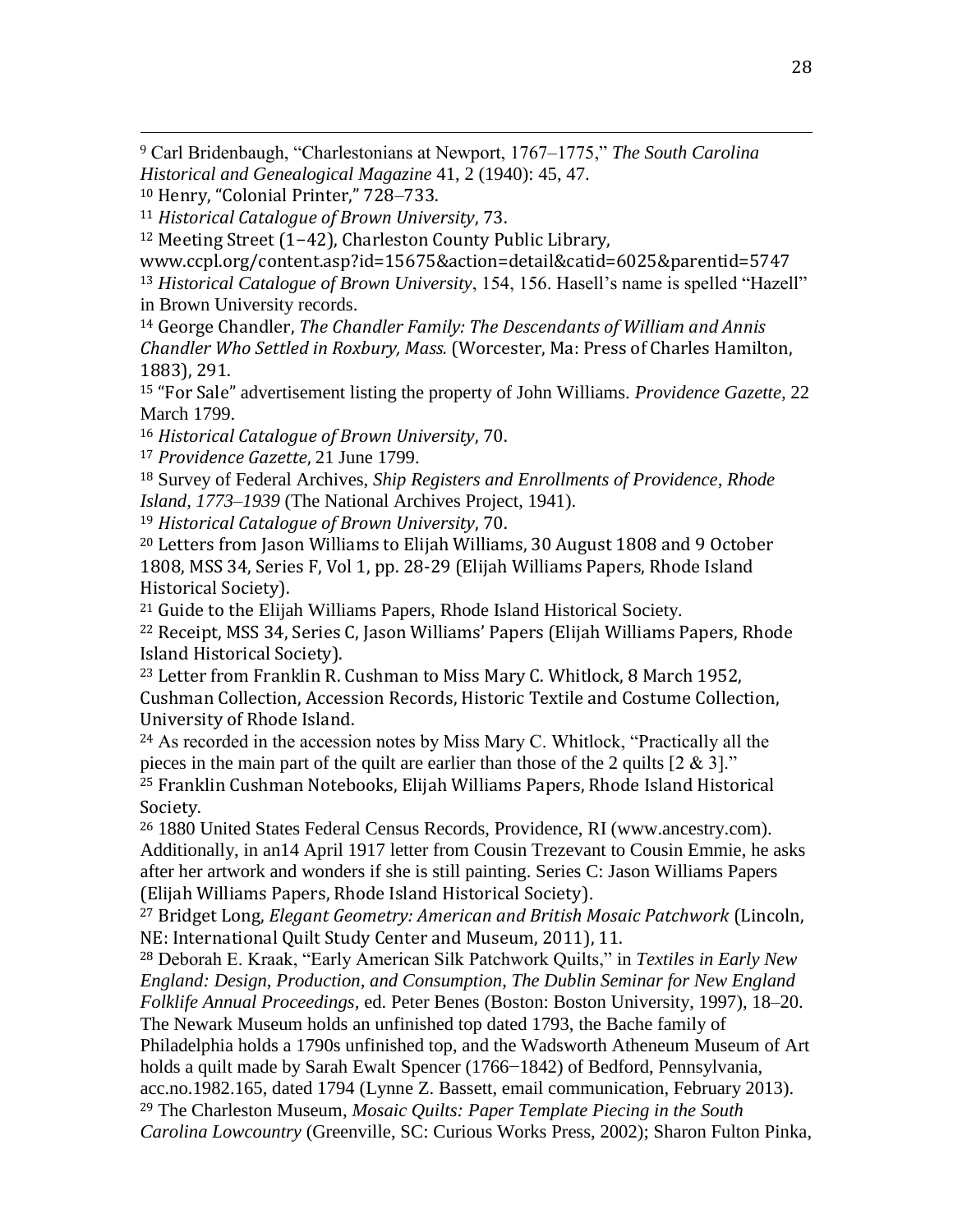[9] Carl Bridenbaugh, "Charlestonians at Newport, 1767–1775," *The South Carolina Historical and Genealogical Magazine* 41, 2 (1940): 45, 47.

[10] Henry, "Colonial Printer," 728–733.

[11] *Historical Catalogue of Brown University*, 73.

[12] Meeting Street (1–42), Charleston County Public Library, www.ccpl.org/content.asp?id=15675&action=detail&catid=6025&parentid=5747

[13] *Historical Catalogue of Brown University*, 154, 156. Hasell's name is spelled "Hazell" in Brown University records.

[14] George Chandler, *The Chandler Family: The Descendants of William and Annis Chandler Who Settled in Roxbury, Mass.* (Worcester, Ma: Press of Charles Hamilton, 1883), 291.

[15] "For Sale" advertisement listing the property of John Williams. *Providence Gazette*, 22 March 1799.

[16] *Historical Catalogue of Brown University*, 70.

[17] *Providence Gazette*, 21 June 1799.

[18] Survey of Federal Archives, *Ship Registers and Enrollments of Providence, Rhode Island, 1773–1939* (The National Archives Project, 1941).

[19] *Historical Catalogue of Brown University*, 70.

[20] Letters from Jason Williams to Elijah Williams, 30 August 1808 and 9 October 1808, MSS 34, Series F, Vol 1, pp. 28-29 (Elijah Williams Papers, Rhode Island Historical Society).

[21] Guide to the Elijah Williams Papers, Rhode Island Historical Society.

[22] Receipt, MSS 34, Series C, Jason Williams' Papers (Elijah Williams Papers, Rhode Island Historical Society).

[23] Letter from Franklin R. Cushman to Miss Mary C. Whitlock, 8 March 1952, Cushman Collection, Accession Records, Historic Textile and Costume Collection, University of Rhode Island.

[24] As recorded in the accession notes by Miss Mary C. Whitlock, "Practically all the pieces in the main part of the quilt are earlier than those of the 2 quilts [2 & 3]."

[25] Franklin Cushman Notebooks, Elijah Williams Papers, Rhode Island Historical Society.

[26] 1880 United States Federal Census Records, Providence, RI (www.ancestry.com). Additionally, in an14 April 1917 letter from Cousin Trezevant to Cousin Emmie, he asks after her artwork and wonders if she is still painting. Series C: Jason Williams Papers (Elijah Williams Papers, Rhode Island Historical Society).

[27] Bridget Long, *Elegant Geometry: American and British Mosaic Patchwork* (Lincoln, NE: International Quilt Study Center and Museum, 2011), 11.

[28] Deborah E. Kraak, "Early American Silk Patchwork Quilts," in *Textiles in Early New England: Design, Production, and Consumption, The Dublin Seminar for New England Folklife Annual Proceedings*, ed. Peter Benes (Boston: Boston University, 1997), 18–20. The Newark Museum holds an unfinished top dated 1793, the Bache family of Philadelphia holds a 1790s unfinished top, and the Wadsworth Atheneum Museum of Art holds a quilt made by Sarah Ewalt Spencer (1766–1842) of Bedford, Pennsylvania, acc.no.1982.165, dated 1794 (Lynne Z. Bassett, email communication, February 2013).

[29] The Charleston Museum, *Mosaic Quilts: Paper Template Piecing in the South Carolina Lowcountry* (Greenville, SC: Curious Works Press, 2002); Sharon Fulton Pinka,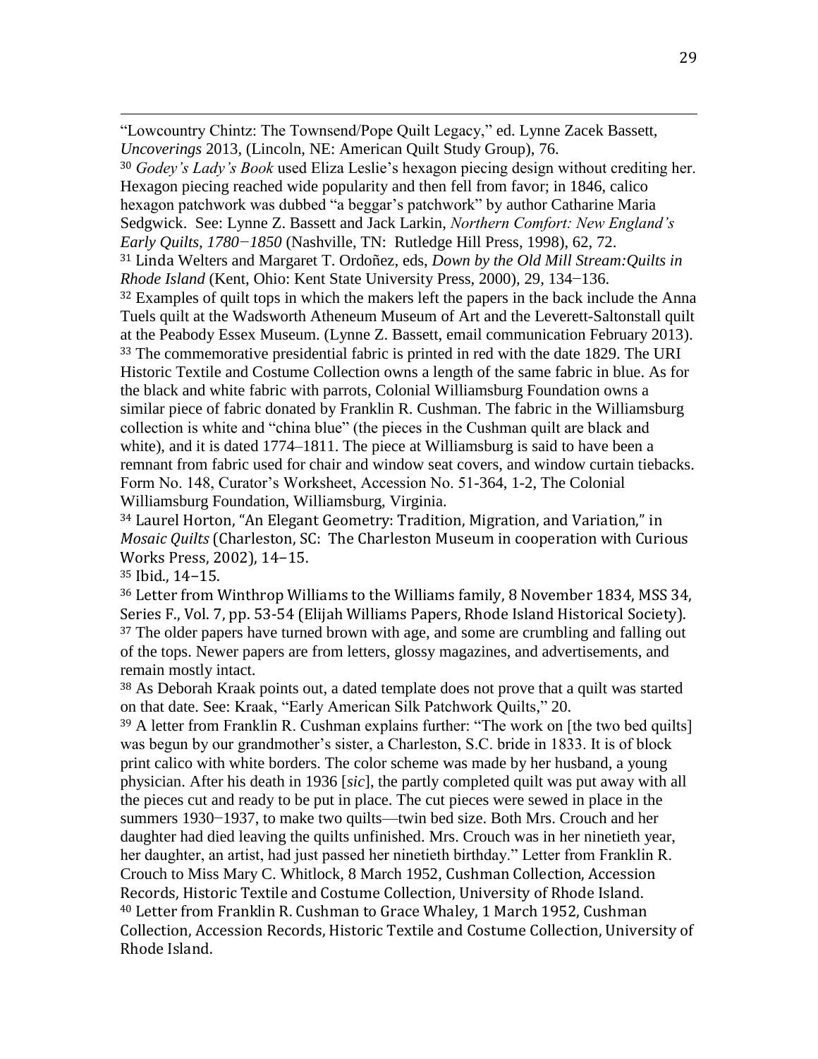"Lowcountry Chintz: The Townsend/Pope Quilt Legacy," ed. Lynne Zacek Bassett, *Uncoverings* 2013, (Lincoln, NE: American Quilt Study Group), 76.

[30] *Godey's Lady's Book* used Eliza Leslie's hexagon piecing design without crediting her. Hexagon piecing reached wide popularity and then fell from favor; in 1846, calico hexagon patchwork was dubbed "a beggar's patchwork" by author Catharine Maria Sedgwick. See: Lynne Z. Bassett and Jack Larkin, *Northern Comfort: New England's Early Quilts, 1780−1850* (Nashville, TN: Rutledge Hill Press, 1998), 62, 72.

[31] Linda Welters and Margaret T. Ordoñez, eds, *Down by the Old Mill Stream:Quilts in Rhode Island* (Kent, Ohio: Kent State University Press, 2000), 29, 134−136.

[32] Examples of quilt tops in which the makers left the papers in the back include the Anna Tuels quilt at the Wadsworth Atheneum Museum of Art and the Leverett-Saltonstall quilt at the Peabody Essex Museum. (Lynne Z. Bassett, email communication February 2013).

[33] The commemorative presidential fabric is printed in red with the date 1829. The URI Historic Textile and Costume Collection owns a length of the same fabric in blue. As for the black and white fabric with parrots, Colonial Williamsburg Foundation owns a similar piece of fabric donated by Franklin R. Cushman. The fabric in the Williamsburg collection is white and "china blue" (the pieces in the Cushman quilt are black and white), and it is dated 1774–1811. The piece at Williamsburg is said to have been a remnant from fabric used for chair and window seat covers, and window curtain tiebacks. Form No. 148, Curator's Worksheet, Accession No. 51-364, 1-2, The Colonial Williamsburg Foundation, Williamsburg, Virginia.

[34] Laurel Horton, "An Elegant Geometry: Tradition, Migration, and Variation," in *Mosaic Quilts* (Charleston, SC: The Charleston Museum in cooperation with Curious Works Press, 2002), 14−15.

[35] Ibid., 14−15.

[36] Letter from Winthrop Williams to the Williams family, 8 November 1834, MSS 34, Series F., Vol. 7, pp. 53-54 (Elijah Williams Papers, Rhode Island Historical Society).

[37] The older papers have turned brown with age, and some are crumbling and falling out of the tops. Newer papers are from letters, glossy magazines, and advertisements, and remain mostly intact.

[38] As Deborah Kraak points out, a dated template does not prove that a quilt was started on that date. See: Kraak, "Early American Silk Patchwork Quilts," 20.

[39] A letter from Franklin R. Cushman explains further: "The work on [the two bed quilts] was begun by our grandmother's sister, a Charleston, S.C. bride in 1833. It is of block print calico with white borders. The color scheme was made by her husband, a young physician. After his death in 1936 [*sic*], the partly completed quilt was put away with all the pieces cut and ready to be put in place. The cut pieces were sewed in place in the summers 1930−1937, to make two quilts—twin bed size. Both Mrs. Crouch and her daughter had died leaving the quilts unfinished. Mrs. Crouch was in her ninetieth year, her daughter, an artist, had just passed her ninetieth birthday." Letter from Franklin R. Crouch to Miss Mary C. Whitlock, 8 March 1952, Cushman Collection, Accession Records, Historic Textile and Costume Collection, University of Rhode Island.

[40] Letter from Franklin R. Cushman to Grace Whaley, 1 March 1952, Cushman Collection, Accession Records, Historic Textile and Costume Collection, University of Rhode Island.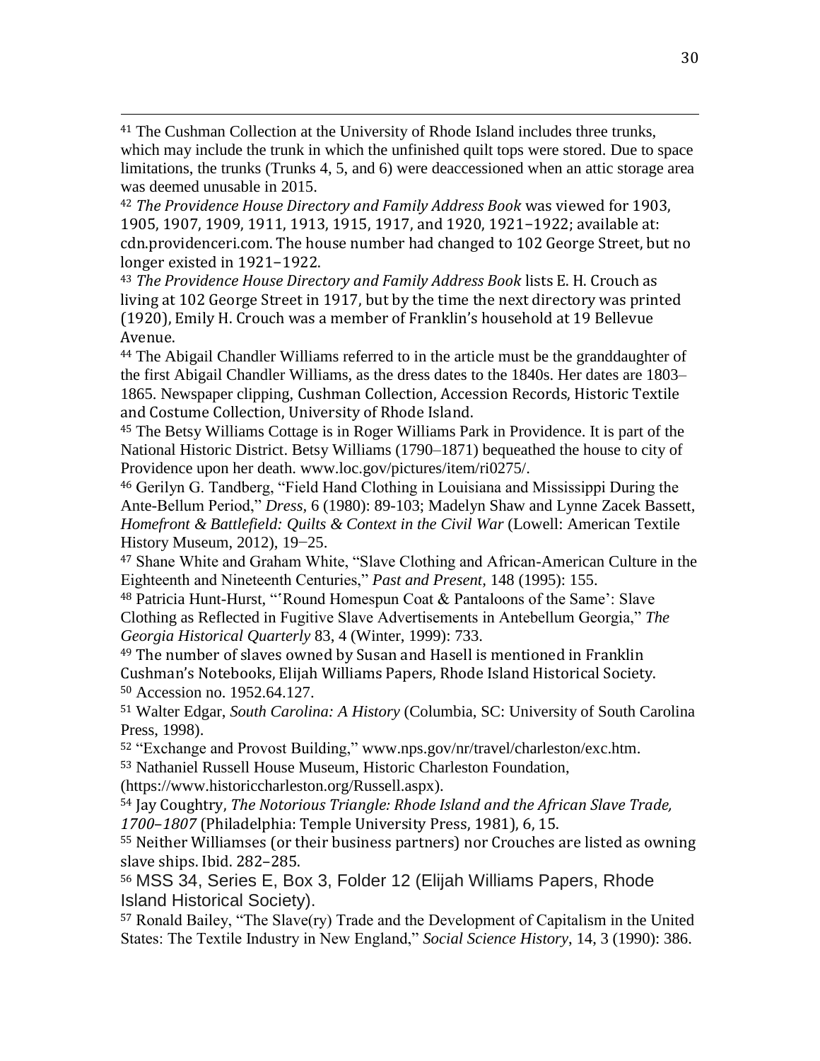[41] The Cushman Collection at the University of Rhode Island includes three trunks, which may include the trunk in which the unfinished quilt tops were stored. Due to space limitations, the trunks (Trunks 4, 5, and 6) were deaccessioned when an attic storage area was deemed unusable in 2015.

[42] *The Providence House Directory and Family Address Book* was viewed for 1903, 1905, 1907, 1909, 1911, 1913, 1915, 1917, and 1920, 1921–1922; available at: cdn.providenceri.com. The house number had changed to 102 George Street, but no longer existed in 1921–1922.

[43] *The Providence House Directory and Family Address Book* lists E. H. Crouch as living at 102 George Street in 1917, but by the time the next directory was printed (1920), Emily H. Crouch was a member of Franklin's household at 19 Bellevue Avenue.

[44] The Abigail Chandler Williams referred to in the article must be the granddaughter of the first Abigail Chandler Williams, as the dress dates to the 1840s. Her dates are 1803–1865. Newspaper clipping, Cushman Collection, Accession Records, Historic Textile and Costume Collection, University of Rhode Island.

[45] The Betsy Williams Cottage is in Roger Williams Park in Providence. It is part of the National Historic District. Betsy Williams (1790–1871) bequeathed the house to city of Providence upon her death. www.loc.gov/pictures/item/ri0275/.

[46] Gerilyn G. Tandberg, "Field Hand Clothing in Louisiana and Mississippi During the Ante-Bellum Period," *Dress*, 6 (1980): 89-103; Madelyn Shaw and Lynne Zacek Bassett, *Homefront & Battlefield: Quilts & Context in the Civil War* (Lowell: American Textile History Museum, 2012), 19–25.

[47] Shane White and Graham White, "Slave Clothing and African-American Culture in the Eighteenth and Nineteenth Centuries," *Past and Present*, 148 (1995): 155.

[48] Patricia Hunt-Hurst, "'Round Homespun Coat & Pantaloons of the Same': Slave Clothing as Reflected in Fugitive Slave Advertisements in Antebellum Georgia," *The Georgia Historical Quarterly* 83, 4 (Winter, 1999): 733.

[49] The number of slaves owned by Susan and Hasell is mentioned in Franklin Cushman's Notebooks, Elijah Williams Papers, Rhode Island Historical Society.

[50] Accession no. 1952.64.127.

[51] Walter Edgar, *South Carolina: A History* (Columbia, SC: University of South Carolina Press, 1998).

[52] "Exchange and Provost Building," www.nps.gov/nr/travel/charleston/exc.htm.

[53] Nathaniel Russell House Museum, Historic Charleston Foundation, (https://www.historiccharleston.org/Russell.aspx).

[54] Jay Coughtry, *The Notorious Triangle: Rhode Island and the African Slave Trade, 1700–1807* (Philadelphia: Temple University Press, 1981), 6, 15.

[55] Neither Williamses (or their business partners) nor Crouches are listed as owning slave ships. Ibid. 282–285.

[56] MSS 34, Series E, Box 3, Folder 12 (Elijah Williams Papers, Rhode Island Historical Society).

[57] Ronald Bailey, "The Slave(ry) Trade and the Development of Capitalism in the United States: The Textile Industry in New England," *Social Science History*, 14, 3 (1990): 386.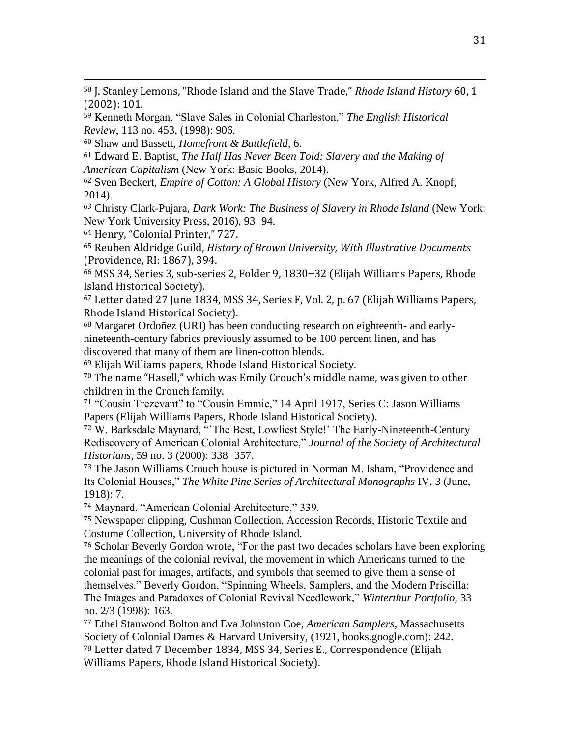[58] J. Stanley Lemons, "Rhode Island and the Slave Trade," *Rhode Island History* 60, 1 (2002): 101.

[59] Kenneth Morgan, "Slave Sales in Colonial Charleston," *The English Historical Review*, 113 no. 453, (1998): 906.

[60] Shaw and Bassett, *Homefront & Battlefield*, 6.

[61] Edward E. Baptist, *The Half Has Never Been Told: Slavery and the Making of American Capitalism* (New York: Basic Books, 2014).

[62] Sven Beckert, *Empire of Cotton: A Global History* (New York, Alfred A. Knopf, 2014).

[63] Christy Clark-Pujara, *Dark Work: The Business of Slavery in Rhode Island* (New York: New York University Press, 2016), 93–94.

[64] Henry, "Colonial Printer," 727.

[65] Reuben Aldridge Guild, *History of Brown University, With Illustrative Documents* (Providence, RI: 1867), 394.

[66] MSS 34, Series 3, sub-series 2, Folder 9, 1830–32 (Elijah Williams Papers, Rhode Island Historical Society).

[67] Letter dated 27 June 1834, MSS 34, Series F, Vol. 2, p. 67 (Elijah Williams Papers, Rhode Island Historical Society).

[68] Margaret Ordoñez (URI) has been conducting research on eighteenth- and early-nineteenth-century fabrics previously assumed to be 100 percent linen, and has discovered that many of them are linen-cotton blends.

[69] Elijah Williams papers, Rhode Island Historical Society.

[70] The name "Hasell," which was Emily Crouch's middle name, was given to other children in the Crouch family.

[71] "Cousin Trezevant" to "Cousin Emmie," 14 April 1917, Series C: Jason Williams Papers (Elijah Williams Papers, Rhode Island Historical Society).

[72] W. Barksdale Maynard, "'The Best, Lowliest Style!' The Early-Nineteenth-Century Rediscovery of American Colonial Architecture," *Journal of the Society of Architectural Historians*, 59 no. 3 (2000): 338–357.

[73] The Jason Williams Crouch house is pictured in Norman M. Isham, "Providence and Its Colonial Houses," *The White Pine Series of Architectural Monographs* IV, 3 (June, 1918): 7.

[74] Maynard, "American Colonial Architecture," 339.

[75] Newspaper clipping, Cushman Collection, Accession Records, Historic Textile and Costume Collection, University of Rhode Island.

[76] Scholar Beverly Gordon wrote, "For the past two decades scholars have been exploring the meanings of the colonial revival, the movement in which Americans turned to the colonial past for images, artifacts, and symbols that seemed to give them a sense of themselves." Beverly Gordon, "Spinning Wheels, Samplers, and the Modern Priscilla: The Images and Paradoxes of Colonial Revival Needlework," *Winterthur Portfolio*, 33 no. 2/3 (1998): 163.

[77] Ethel Stanwood Bolton and Eva Johnston Coe, *American Samplers*, Massachusetts Society of Colonial Dames & Harvard University, (1921, books.google.com): 242.

[78] Letter dated 7 December 1834, MSS 34, Series E., Correspondence (Elijah Williams Papers, Rhode Island Historical Society).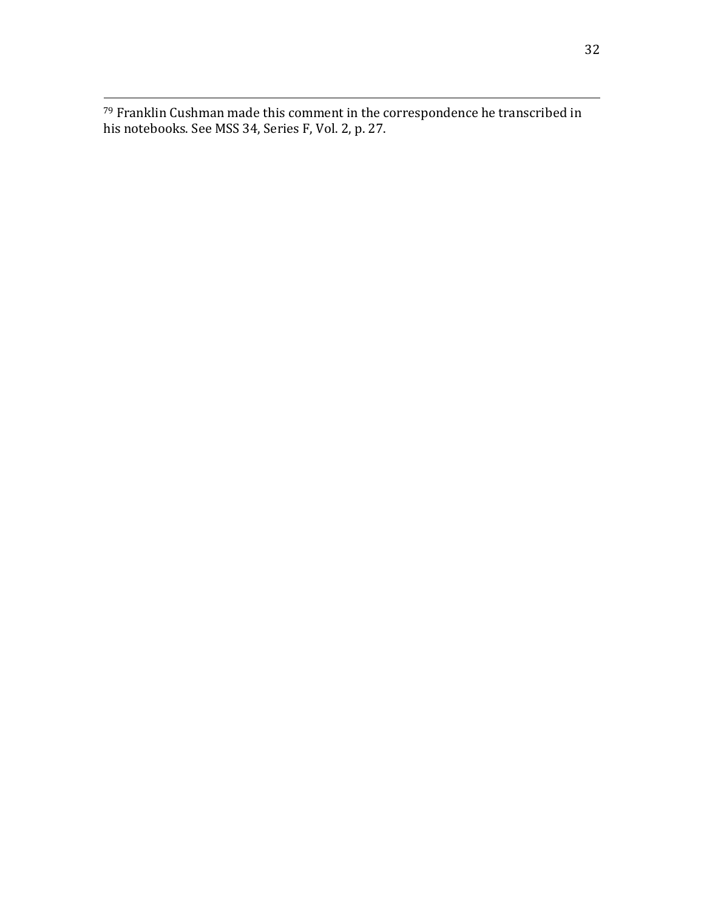[79] Franklin Cushman made this comment in the correspondence he transcribed in his notebooks. See MSS 34, Series F, Vol. 2, p. 27.